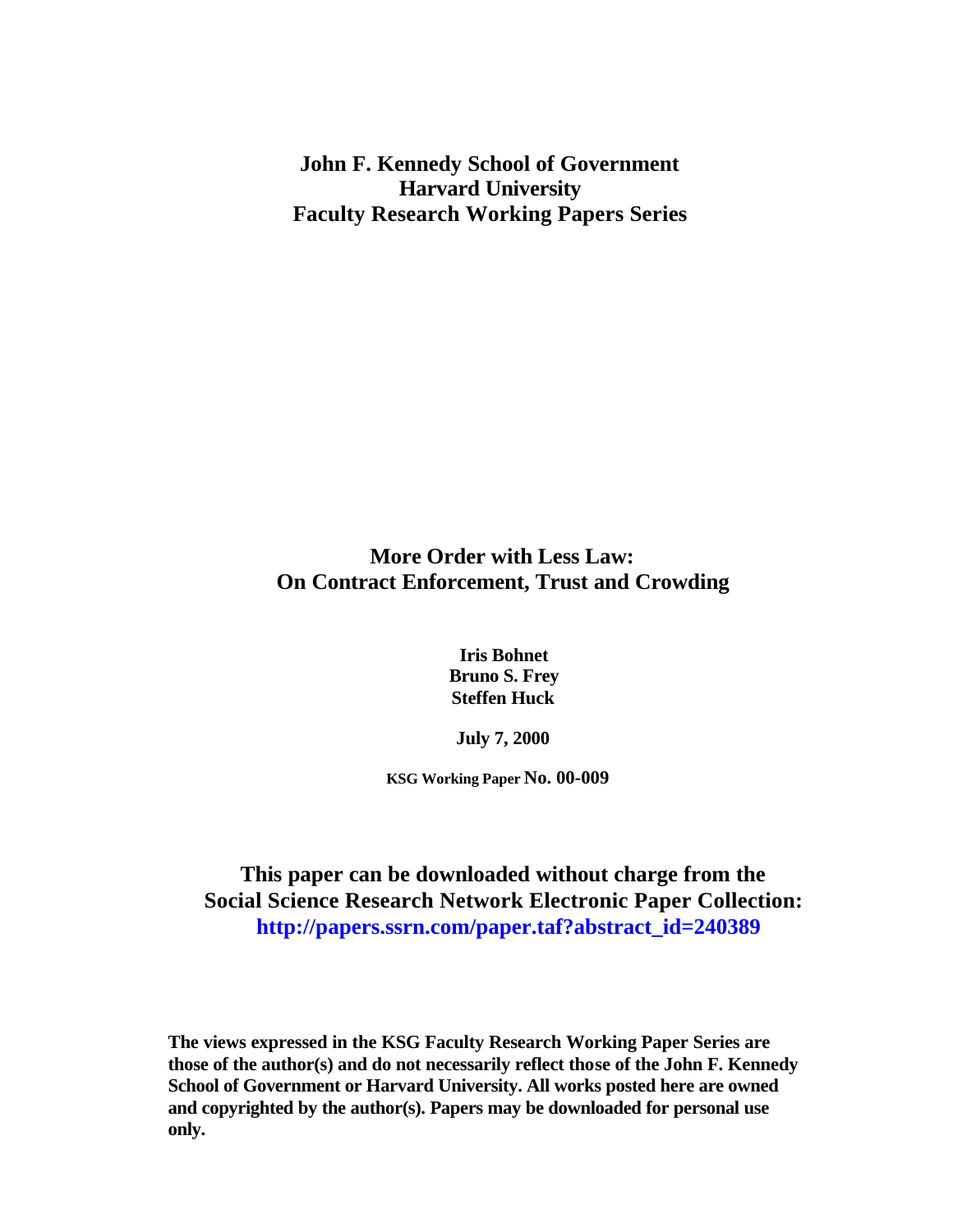**John F. Kennedy School of Government**
**Harvard University**
**Faculty Research Working Papers Series**

# More Order with Less Law: On Contract Enforcement, Trust and Crowding

**Iris Bohnet**
**Bruno S. Frey**
**Steffen Huck**

**July 7, 2000**

**KSG Working Paper No. 00-009**

**This paper can be downloaded without charge from the Social Science Research Network Electronic Paper Collection: http://papers.ssrn.com/paper.taf?abstract_id=240389**

**The views expressed in the KSG Faculty Research Working Paper Series are those of the author(s) and do not necessarily reflect those of the John F. Kennedy School of Government or Harvard University. All works posted here are owned and copyrighted by the author(s). Papers may be downloaded for personal use only.**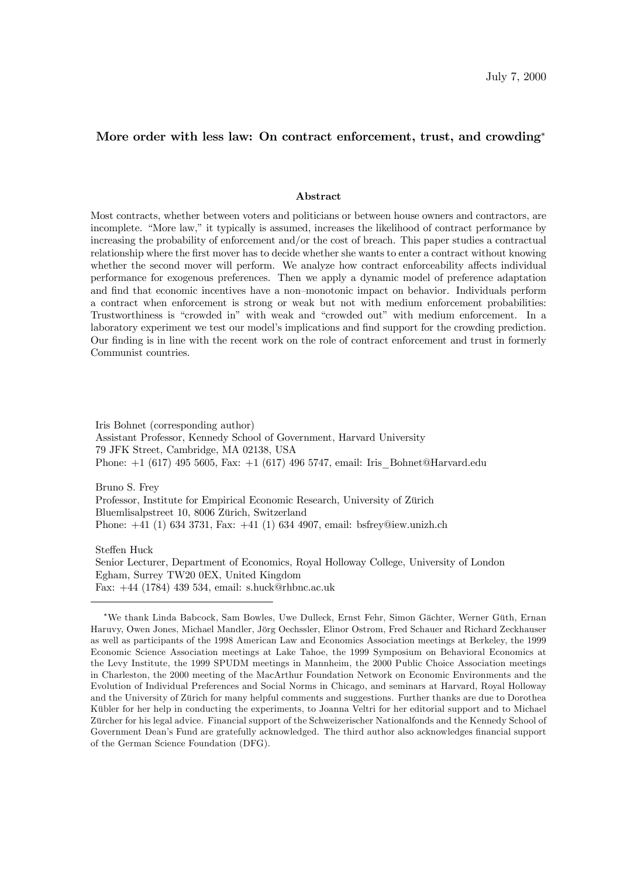July 7, 2000

# More order with less law: On contract enforcement, trust, and crowding*

## Abstract

Most contracts, whether between voters and politicians or between house owners and contractors, are incomplete. "More law," it typically is assumed, increases the likelihood of contract performance by increasing the probability of enforcement and/or the cost of breach. This paper studies a contractual relationship where the first mover has to decide whether she wants to enter a contract without knowing whether the second mover will perform. We analyze how contract enforceability affects individual performance for exogenous preferences. Then we apply a dynamic model of preference adaptation and find that economic incentives have a non–monotonic impact on behavior. Individuals perform a contract when enforcement is strong or weak but not with medium enforcement probabilities: Trustworthiness is "crowded in" with weak and "crowded out" with medium enforcement. In a laboratory experiment we test our model's implications and find support for the crowding prediction. Our finding is in line with the recent work on the role of contract enforcement and trust in formerly Communist countries.

Iris Bohnet (corresponding author)
Assistant Professor, Kennedy School of Government, Harvard University
79 JFK Street, Cambridge, MA 02138, USA
Phone: +1 (617) 495 5605, Fax: +1 (617) 496 5747, email: Iris_Bohnet@Harvard.edu

Bruno S. Frey
Professor, Institute for Empirical Economic Research, University of Zürich
Bluemlisalpstreet 10, 8006 Zürich, Switzerland
Phone: +41 (1) 634 3731, Fax: +41 (1) 634 4907, email: bsfrey@iew.unizh.ch

Steffen Huck
Senior Lecturer, Department of Economics, Royal Holloway College, University of London
Egham, Surrey TW20 0EX, United Kingdom
Fax: +44 (1784) 439 534, email: s.huck@rhbnc.ac.uk

---

*We thank Linda Babcock, Sam Bowles, Uwe Dulleck, Ernst Fehr, Simon Gächter, Werner Güth, Ernan Haruvy, Owen Jones, Michael Mandler, Jörg Oechssler, Elinor Ostrom, Fred Schauer and Richard Zeckhauser as well as participants of the 1998 American Law and Economics Association meetings at Berkeley, the 1999 Economic Science Association meetings at Lake Tahoe, the 1999 Symposium on Behavioral Economics at the Levy Institute, the 1999 SPUDM meetings in Mannheim, the 2000 Public Choice Association meetings in Charleston, the 2000 meeting of the MacArthur Foundation Network on Economic Environments and the Evolution of Individual Preferences and Social Norms in Chicago, and seminars at Harvard, Royal Holloway and the University of Zürich for many helpful comments and suggestions. Further thanks are due to Dorothea Kübler for her help in conducting the experiments, to Joanna Veltri for her editorial support and to Michael Zürcher for his legal advice. Financial support of the Schweizerischer Nationalfonds and the Kennedy School of Government Dean's Fund are gratefully acknowledged. The third author also acknowledges financial support of the German Science Foundation (DFG).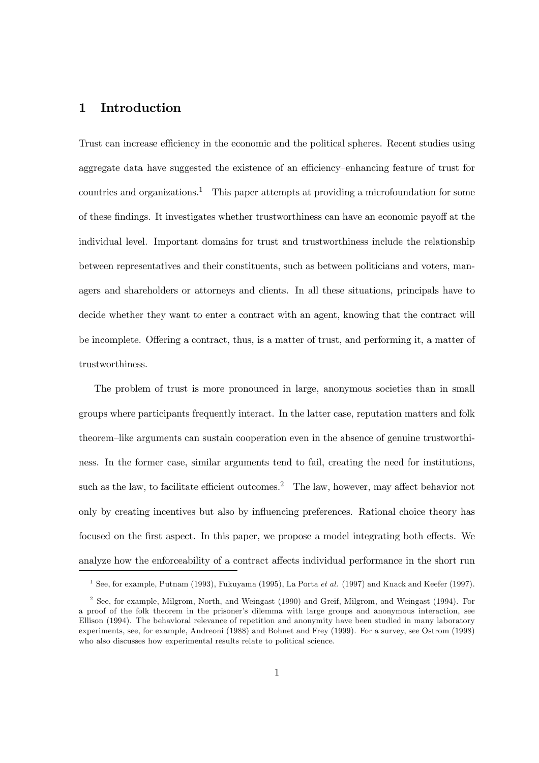# 1 Introduction

Trust can increase efficiency in the economic and the political spheres. Recent studies using aggregate data have suggested the existence of an efficiency–enhancing feature of trust for countries and organizations.[1] This paper attempts at providing a microfoundation for some of these findings. It investigates whether trustworthiness can have an economic payoff at the individual level. Important domains for trust and trustworthiness include the relationship between representatives and their constituents, such as between politicians and voters, managers and shareholders or attorneys and clients. In all these situations, principals have to decide whether they want to enter a contract with an agent, knowing that the contract will be incomplete. Offering a contract, thus, is a matter of trust, and performing it, a matter of trustworthiness.

The problem of trust is more pronounced in large, anonymous societies than in small groups where participants frequently interact. In the latter case, reputation matters and folk theorem–like arguments can sustain cooperation even in the absence of genuine trustworthiness. In the former case, similar arguments tend to fail, creating the need for institutions, such as the law, to facilitate efficient outcomes.[2] The law, however, may affect behavior not only by creating incentives but also by influencing preferences. Rational choice theory has focused on the first aspect. In this paper, we propose a model integrating both effects. We analyze how the enforceability of a contract affects individual performance in the short run

---

[1] See, for example, Putnam (1993), Fukuyama (1995), La Porta *et al.* (1997) and Knack and Keefer (1997).

[2] See, for example, Milgrom, North, and Weingast (1990) and Greif, Milgrom, and Weingast (1994). For a proof of the folk theorem in the prisoner's dilemma with large groups and anonymous interaction, see Ellison (1994). The behavioral relevance of repetition and anonymity have been studied in many laboratory experiments, see, for example, Andreoni (1988) and Bohnet and Frey (1999). For a survey, see Ostrom (1998) who also discusses how experimental results relate to political science.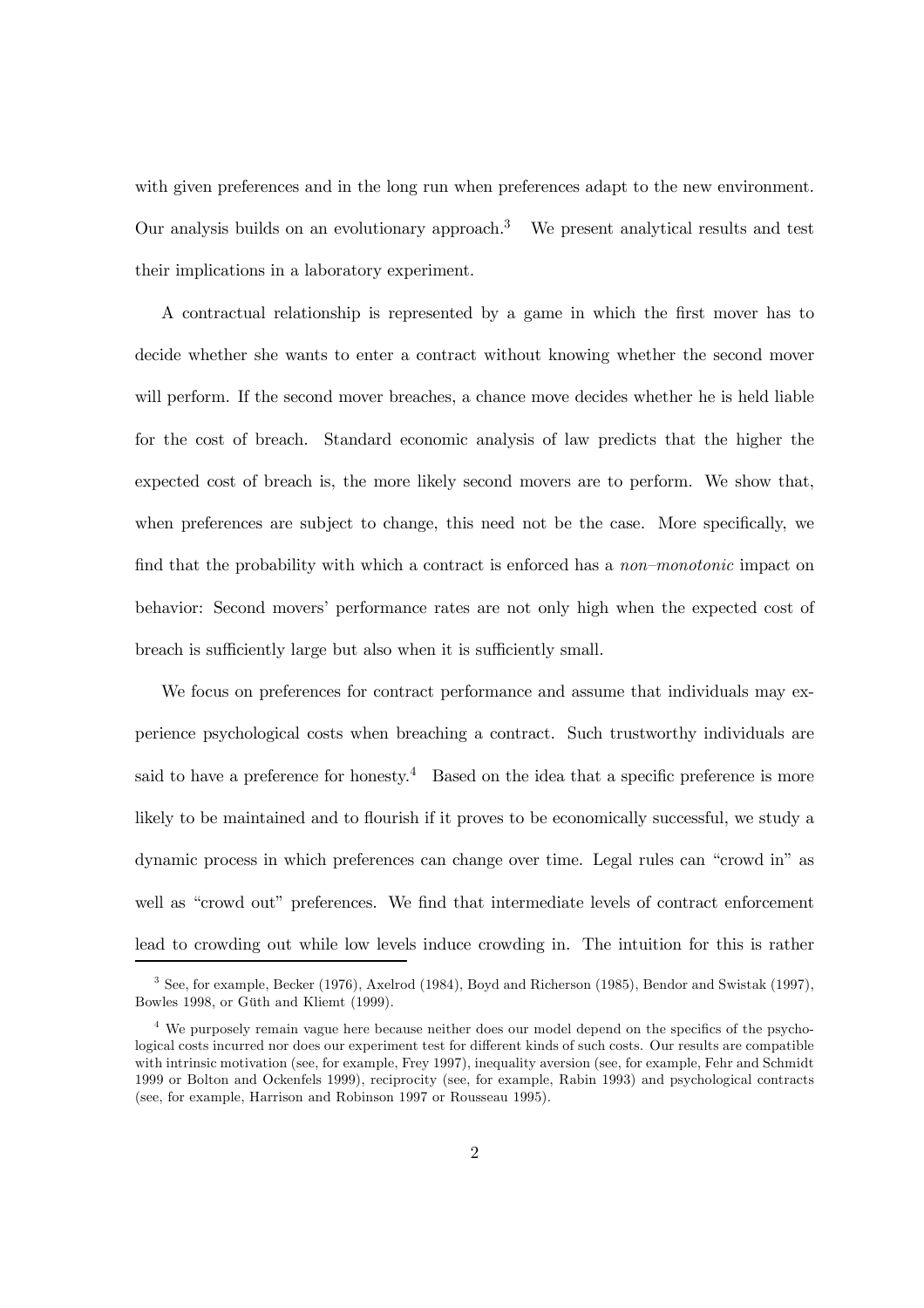with given preferences and in the long run when preferences adapt to the new environment. Our analysis builds on an evolutionary approach.[3] We present analytical results and test their implications in a laboratory experiment.

A contractual relationship is represented by a game in which the first mover has to decide whether she wants to enter a contract without knowing whether the second mover will perform. If the second mover breaches, a chance move decides whether he is held liable for the cost of breach. Standard economic analysis of law predicts that the higher the expected cost of breach is, the more likely second movers are to perform. We show that, when preferences are subject to change, this need not be the case. More specifically, we find that the probability with which a contract is enforced has a *non–monotonic* impact on behavior: Second movers' performance rates are not only high when the expected cost of breach is sufficiently large but also when it is sufficiently small.

We focus on preferences for contract performance and assume that individuals may experience psychological costs when breaching a contract. Such trustworthy individuals are said to have a preference for honesty.[4] Based on the idea that a specific preference is more likely to be maintained and to flourish if it proves to be economically successful, we study a dynamic process in which preferences can change over time. Legal rules can "crowd in" as well as "crowd out" preferences. We find that intermediate levels of contract enforcement lead to crowding out while low levels induce crowding in. The intuition for this is rather

---

[3] See, for example, Becker (1976), Axelrod (1984), Boyd and Richerson (1985), Bendor and Swistak (1997), Bowles 1998, or Güth and Kliemt (1999).

[4] We purposely remain vague here because neither does our model depend on the specifics of the psychological costs incurred nor does our experiment test for different kinds of such costs. Our results are compatible with intrinsic motivation (see, for example, Frey 1997), inequality aversion (see, for example, Fehr and Schmidt 1999 or Bolton and Ockenfels 1999), reciprocity (see, for example, Rabin 1993) and psychological contracts (see, for example, Harrison and Robinson 1997 or Rousseau 1995).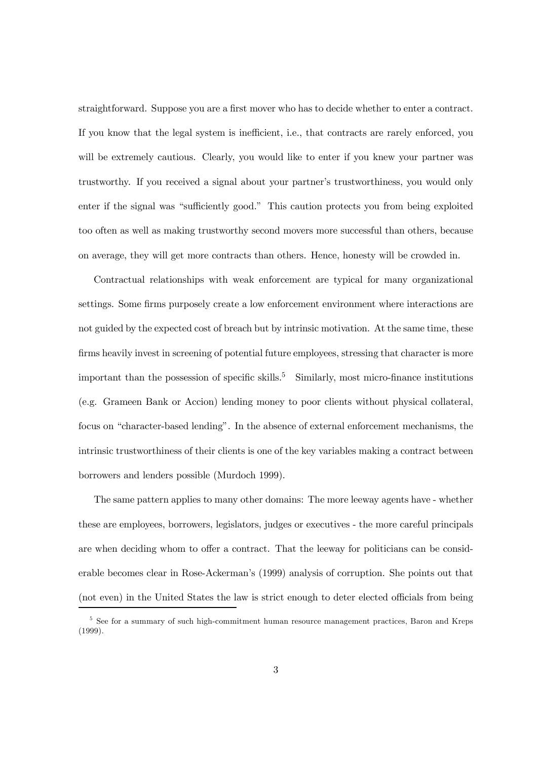straightforward. Suppose you are a first mover who has to decide whether to enter a contract. If you know that the legal system is inefficient, i.e., that contracts are rarely enforced, you will be extremely cautious. Clearly, you would like to enter if you knew your partner was trustworthy. If you received a signal about your partner's trustworthiness, you would only enter if the signal was "sufficiently good." This caution protects you from being exploited too often as well as making trustworthy second movers more successful than others, because on average, they will get more contracts than others. Hence, honesty will be crowded in.

Contractual relationships with weak enforcement are typical for many organizational settings. Some firms purposely create a low enforcement environment where interactions are not guided by the expected cost of breach but by intrinsic motivation. At the same time, these firms heavily invest in screening of potential future employees, stressing that character is more important than the possession of specific skills.[5] Similarly, most micro-finance institutions (e.g. Grameen Bank or Accion) lending money to poor clients without physical collateral, focus on "character-based lending". In the absence of external enforcement mechanisms, the intrinsic trustworthiness of their clients is one of the key variables making a contract between borrowers and lenders possible (Murdoch 1999).

The same pattern applies to many other domains: The more leeway agents have - whether these are employees, borrowers, legislators, judges or executives - the more careful principals are when deciding whom to offer a contract. That the leeway for politicians can be considerable becomes clear in Rose-Ackerman's (1999) analysis of corruption. She points out that (not even) in the United States the law is strict enough to deter elected officials from being

[5] See for a summary of such high-commitment human resource management practices, Baron and Kreps (1999).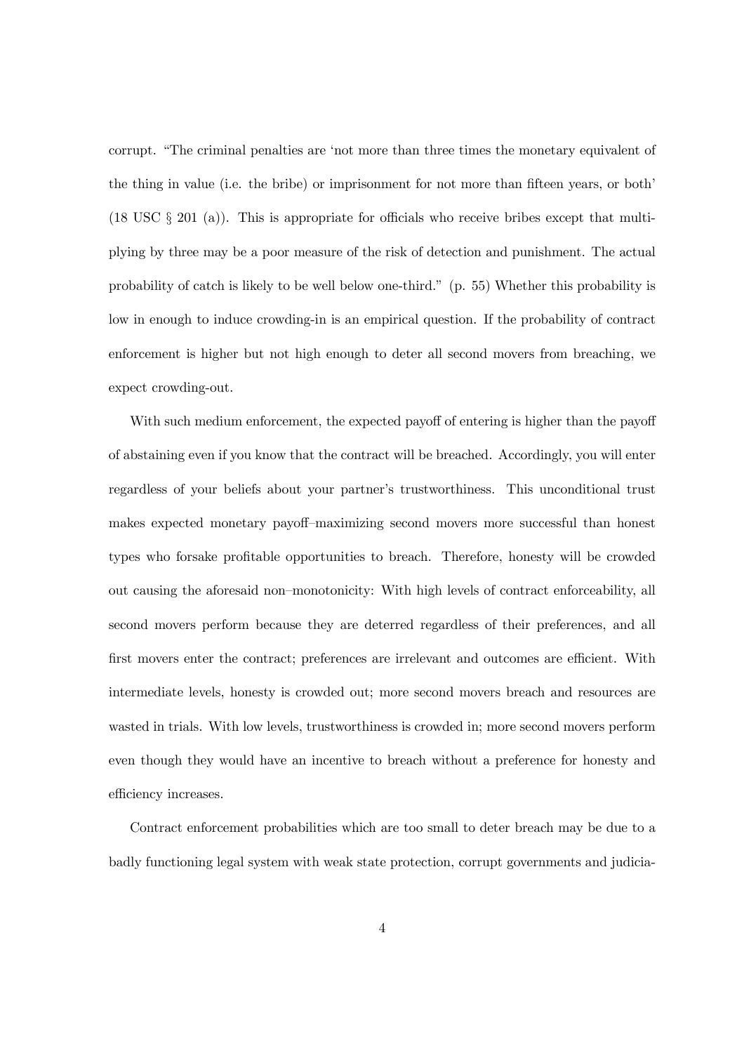corrupt. "The criminal penalties are 'not more than three times the monetary equivalent of the thing in value (i.e. the bribe) or imprisonment for not more than fifteen years, or both' (18 USC § 201 (a)). This is appropriate for officials who receive bribes except that multiplying by three may be a poor measure of the risk of detection and punishment. The actual probability of catch is likely to be well below one-third." (p. 55) Whether this probability is low in enough to induce crowding-in is an empirical question. If the probability of contract enforcement is higher but not high enough to deter all second movers from breaching, we expect crowding-out.

With such medium enforcement, the expected payoff of entering is higher than the payoff of abstaining even if you know that the contract will be breached. Accordingly, you will enter regardless of your beliefs about your partner's trustworthiness. This unconditional trust makes expected monetary payoff–maximizing second movers more successful than honest types who forsake profitable opportunities to breach. Therefore, honesty will be crowded out causing the aforesaid non–monotonicity: With high levels of contract enforceability, all second movers perform because they are deterred regardless of their preferences, and all first movers enter the contract; preferences are irrelevant and outcomes are efficient. With intermediate levels, honesty is crowded out; more second movers breach and resources are wasted in trials. With low levels, trustworthiness is crowded in; more second movers perform even though they would have an incentive to breach without a preference for honesty and efficiency increases.

Contract enforcement probabilities which are too small to deter breach may be due to a badly functioning legal system with weak state protection, corrupt governments and judicia-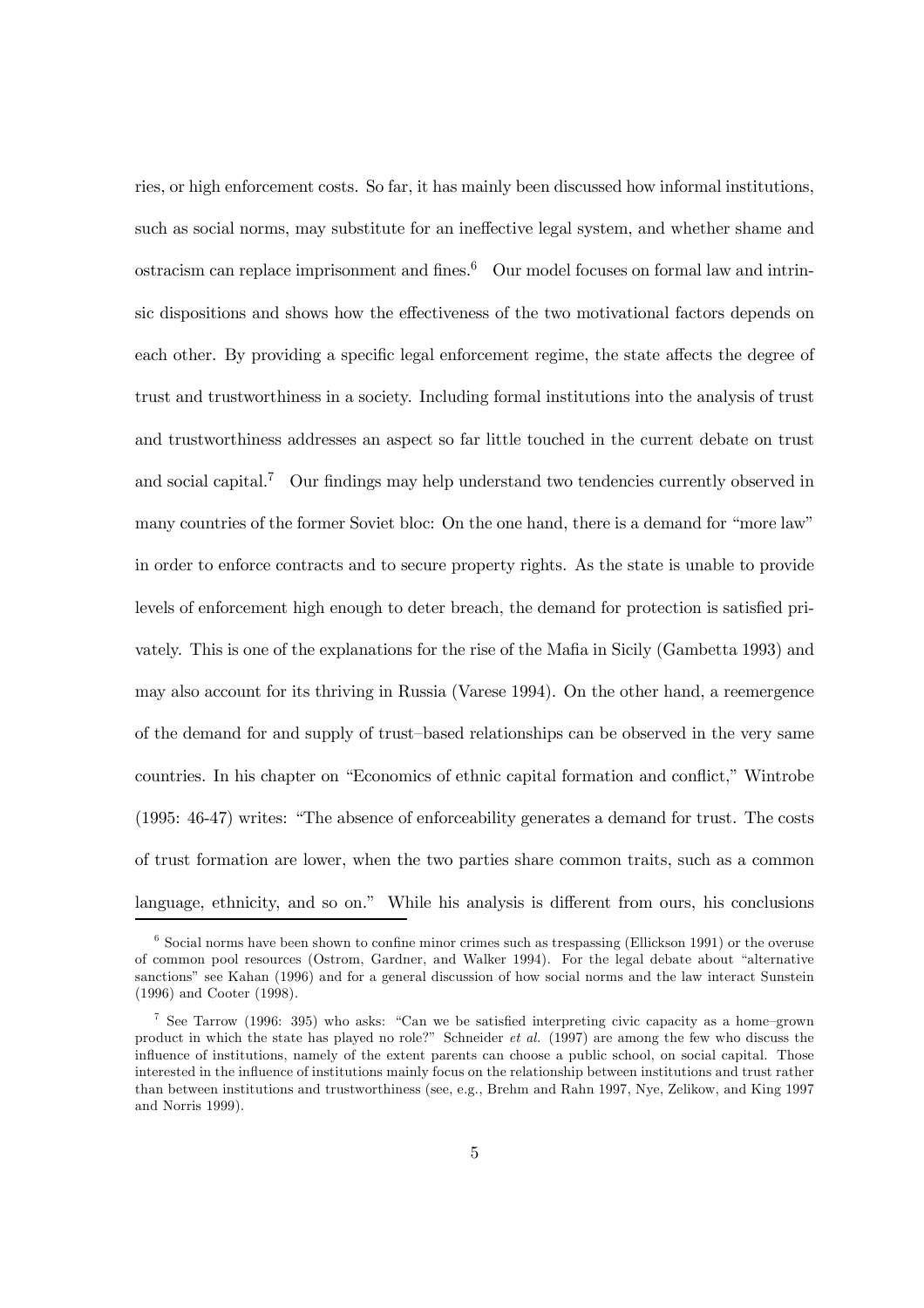ries, or high enforcement costs. So far, it has mainly been discussed how informal institutions, such as social norms, may substitute for an ineffective legal system, and whether shame and ostracism can replace imprisonment and fines.[6] Our model focuses on formal law and intrinsic dispositions and shows how the effectiveness of the two motivational factors depends on each other. By providing a specific legal enforcement regime, the state affects the degree of trust and trustworthiness in a society. Including formal institutions into the analysis of trust and trustworthiness addresses an aspect so far little touched in the current debate on trust and social capital.[7] Our findings may help understand two tendencies currently observed in many countries of the former Soviet bloc: On the one hand, there is a demand for "more law" in order to enforce contracts and to secure property rights. As the state is unable to provide levels of enforcement high enough to deter breach, the demand for protection is satisfied privately. This is one of the explanations for the rise of the Mafia in Sicily (Gambetta 1993) and may also account for its thriving in Russia (Varese 1994). On the other hand, a reemergence of the demand for and supply of trust–based relationships can be observed in the very same countries. In his chapter on "Economics of ethnic capital formation and conflict," Wintrobe (1995: 46-47) writes: "The absence of enforceability generates a demand for trust. The costs of trust formation are lower, when the two parties share common traits, such as a common language, ethnicity, and so on." While his analysis is different from ours, his conclusions

[6] Social norms have been shown to confine minor crimes such as trespassing (Ellickson 1991) or the overuse of common pool resources (Ostrom, Gardner, and Walker 1994). For the legal debate about "alternative sanctions" see Kahan (1996) and for a general discussion of how social norms and the law interact Sunstein (1996) and Cooter (1998).

[7] See Tarrow (1996: 395) who asks: "Can we be satisfied interpreting civic capacity as a home–grown product in which the state has played no role?" Schneider *et al.* (1997) are among the few who discuss the influence of institutions, namely of the extent parents can choose a public school, on social capital. Those interested in the influence of institutions mainly focus on the relationship between institutions and trust rather than between institutions and trustworthiness (see, e.g., Brehm and Rahn 1997, Nye, Zelikow, and King 1997 and Norris 1999).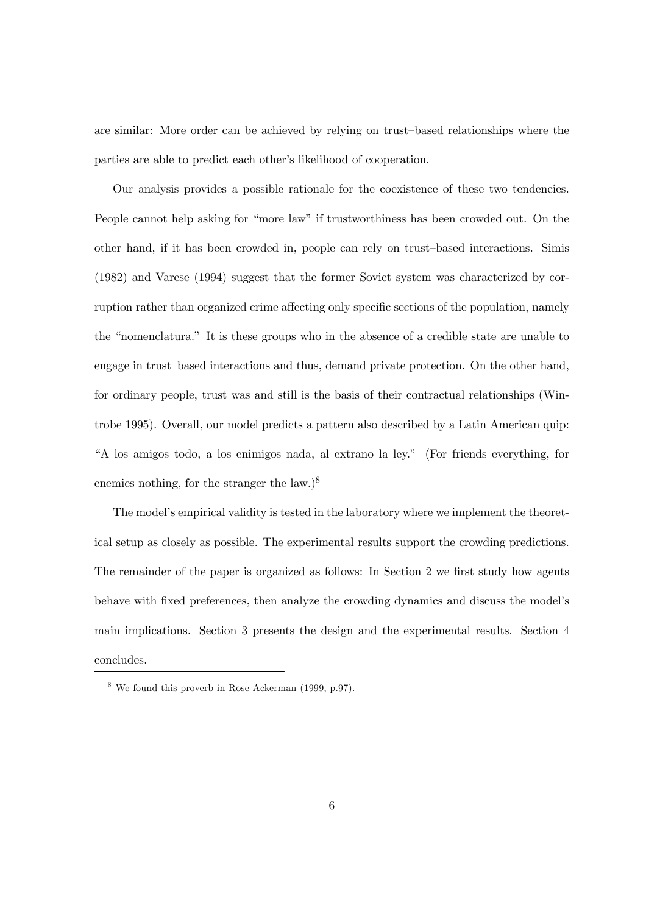are similar: More order can be achieved by relying on trust–based relationships where the parties are able to predict each other's likelihood of cooperation.

Our analysis provides a possible rationale for the coexistence of these two tendencies. People cannot help asking for "more law" if trustworthiness has been crowded out. On the other hand, if it has been crowded in, people can rely on trust–based interactions. Simis (1982) and Varese (1994) suggest that the former Soviet system was characterized by corruption rather than organized crime affecting only specific sections of the population, namely the "nomenclatura." It is these groups who in the absence of a credible state are unable to engage in trust–based interactions and thus, demand private protection. On the other hand, for ordinary people, trust was and still is the basis of their contractual relationships (Wintrobe 1995). Overall, our model predicts a pattern also described by a Latin American quip: "A los amigos todo, a los enimigos nada, al extrano la ley." (For friends everything, for enemies nothing, for the stranger the law.)[8]

The model's empirical validity is tested in the laboratory where we implement the theoretical setup as closely as possible. The experimental results support the crowding predictions. The remainder of the paper is organized as follows: In Section 2 we first study how agents behave with fixed preferences, then analyze the crowding dynamics and discuss the model's main implications. Section 3 presents the design and the experimental results. Section 4 concludes.

[8] We found this proverb in Rose-Ackerman (1999, p.97).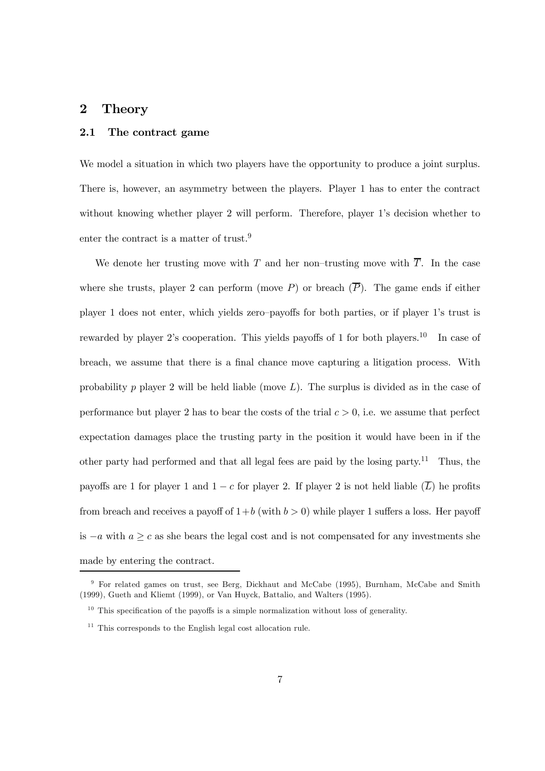## 2 Theory

### 2.1 The contract game

We model a situation in which two players have the opportunity to produce a joint surplus. There is, however, an asymmetry between the players. Player 1 has to enter the contract without knowing whether player 2 will perform. Therefore, player 1's decision whether to enter the contract is a matter of trust.[9]

We denote her trusting move with $T$ and her non–trusting move with $\overline{T}$. In the case where she trusts, player 2 can perform (move $P$) or breach ($\overline{P}$). The game ends if either player 1 does not enter, which yields zero–payoffs for both parties, or if player 1's trust is rewarded by player 2's cooperation. This yields payoffs of 1 for both players.[10] In case of breach, we assume that there is a final chance move capturing a litigation process. With probability $p$ player 2 will be held liable (move $L$). The surplus is divided as in the case of performance but player 2 has to bear the costs of the trial $c > 0$, i.e. we assume that perfect expectation damages place the trusting party in the position it would have been in if the other party had performed and that all legal fees are paid by the losing party.[11] Thus, the payoffs are 1 for player 1 and $1 - c$ for player 2. If player 2 is not held liable ($\overline{L}$) he profits from breach and receives a payoff of $1 + b$ (with $b > 0$) while player 1 suffers a loss. Her payoff is $-a$ with $a \geq c$ as she bears the legal cost and is not compensated for any investments she made by entering the contract.

---

[9] For related games on trust, see Berg, Dickhaut and McCabe (1995), Burnham, McCabe and Smith (1999), Gueth and Kliemt (1999), or Van Huyck, Battalio, and Walters (1995).

[10] This specification of the payoffs is a simple normalization without loss of generality.

[11] This corresponds to the English legal cost allocation rule.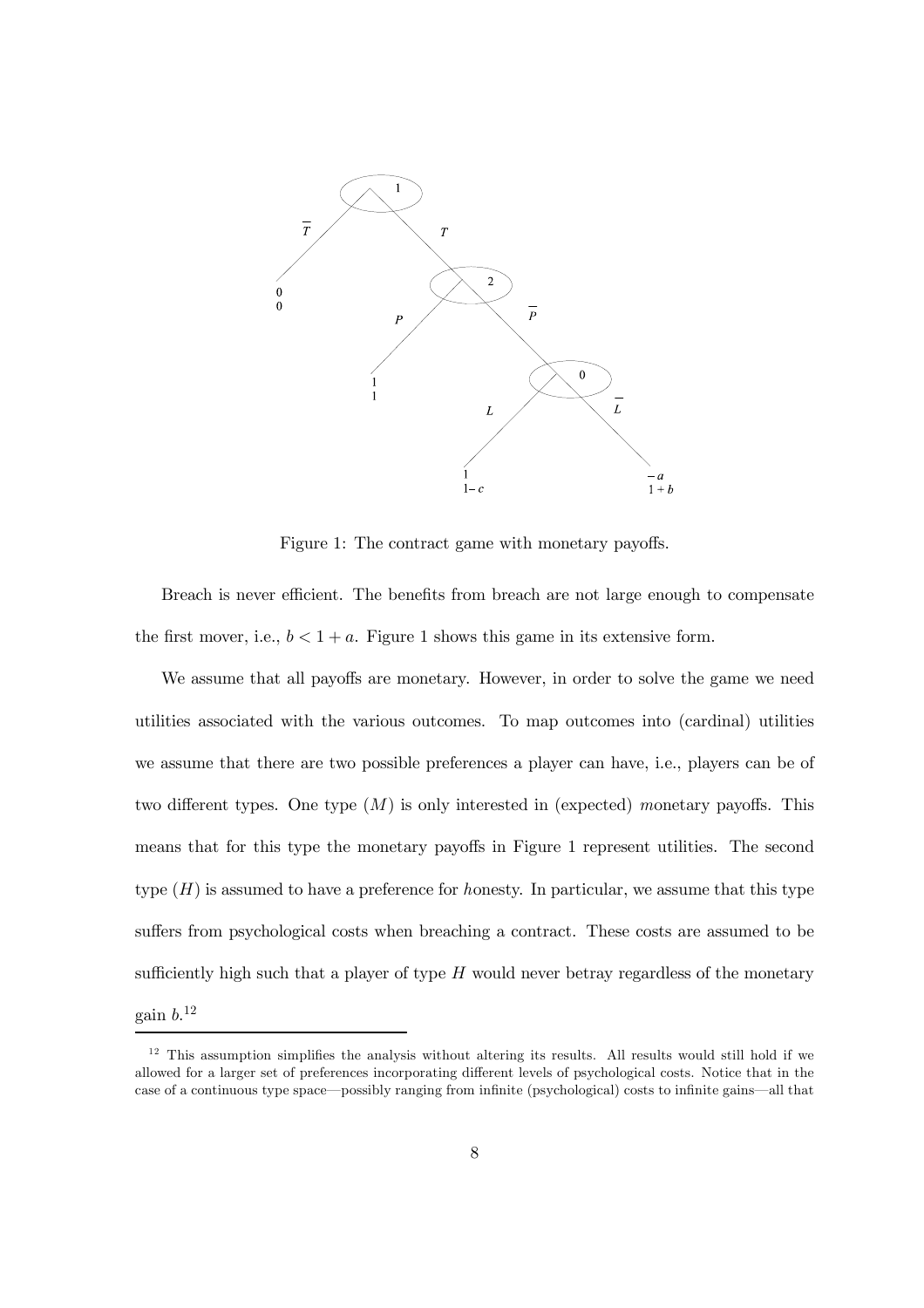Figure 1: The contract game with monetary payoffs.

Breach is never efficient. The benefits from breach are not large enough to compensate the first mover, i.e., $b < 1 + a$. Figure 1 shows this game in its extensive form.

We assume that all payoffs are monetary. However, in order to solve the game we need utilities associated with the various outcomes. To map outcomes into (cardinal) utilities we assume that there are two possible preferences a player can have, i.e., players can be of two different types. One type ($M$) is only interested in (expected) *m*onetary payoffs. This means that for this type the monetary payoffs in Figure 1 represent utilities. The second type ($H$) is assumed to have a preference for *h*onesty. In particular, we assume that this type suffers from psychological costs when breaching a contract. These costs are assumed to be sufficiently high such that a player of type $H$ would never betray regardless of the monetary gain $b$.[12]

[12] This assumption simplifies the analysis without altering its results. All results would still hold if we allowed for a larger set of preferences incorporating different levels of psychological costs. Notice that in the case of a continuous type space—possibly ranging from infinite (psychological) costs to infinite gains—all that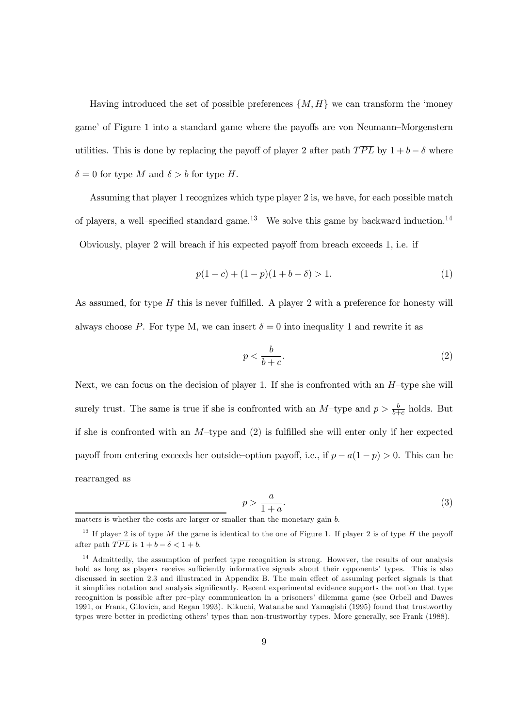Having introduced the set of possible preferences $\{M, H\}$ we can transform the 'money game' of Figure 1 into a standard game where the payoffs are von Neumann–Morgenstern utilities. This is done by replacing the payoff of player 2 after path $T\overline{P}L$ by $1 + b - \delta$ where $\delta = 0$ for type $M$ and $\delta > b$ for type $H$.

Assuming that player 1 recognizes which type player 2 is, we have, for each possible match of players, a well–specified standard game.[13] We solve this game by backward induction.[14] Obviously, player 2 will breach if his expected payoff from breach exceeds 1, i.e. if

$$p(1 - c) + (1 - p)(1 + b - \delta) > 1. \tag{1}$$

As assumed, for type $H$ this is never fulfilled. A player 2 with a preference for honesty will always choose $P$. For type M, we can insert $\delta = 0$ into inequality 1 and rewrite it as

$$p < \frac{b}{b + c}. \tag{2}$$

Next, we can focus on the decision of player 1. If she is confronted with an $H$–type she will surely trust. The same is true if she is confronted with an $M$–type and $p > \frac{b}{b+c}$ holds. But if she is confronted with an $M$–type and (2) is fulfilled she will enter only if her expected payoff from entering exceeds her outside–option payoff, i.e., if $p - a(1 - p) > 0$. This can be rearranged as

$$p > \frac{a}{1 + a}. \tag{3}$$

matters is whether the costs are larger or smaller than the monetary gain $b$.

[13] If player 2 is of type $M$ the game is identical to the one of Figure 1. If player 2 is of type $H$ the payoff after path $T\overline{P}L$ is $1 + b - \delta < 1 + b$.

[14] Admittedly, the assumption of perfect type recognition is strong. However, the results of our analysis hold as long as players receive sufficiently informative signals about their opponents' types. This is also discussed in section 2.3 and illustrated in Appendix B. The main effect of assuming perfect signals is that it simplifies notation and analysis significantly. Recent experimental evidence supports the notion that type recognition is possible after pre–play communication in a prisoners' dilemma game (see Orbell and Dawes 1991, or Frank, Gilovich, and Regan 1993). Kikuchi, Watanabe and Yamagishi (1995) found that trustworthy types were better in predicting others' types than non-trustworthy types. More generally, see Frank (1988).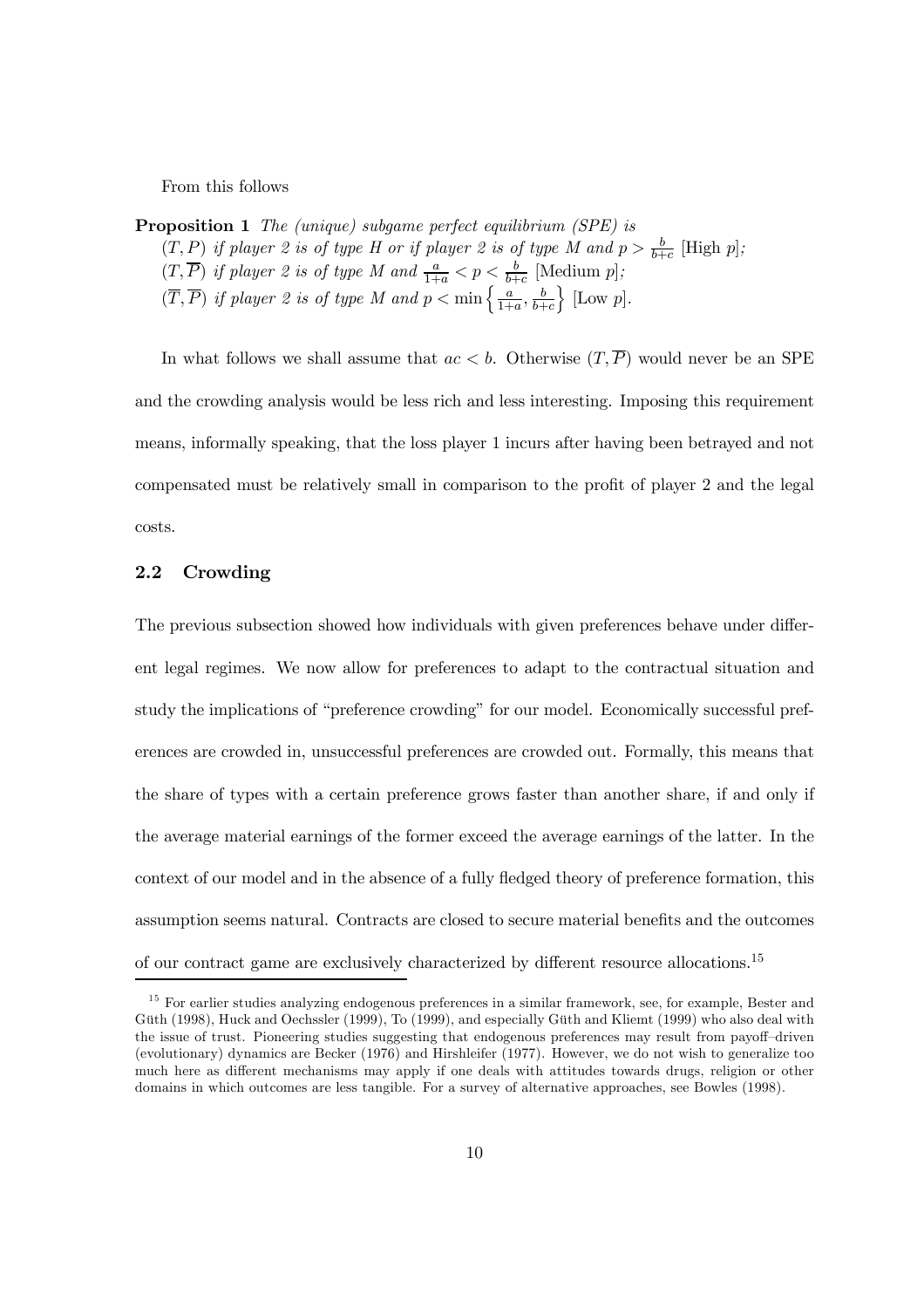From this follows

**Proposition 1** *The (unique) subgame perfect equilibrium (SPE) is*
$(T, P)$ *if player 2 is of type H or if player 2 is of type M and* $p > \frac{b}{b+c}$ [High $p$]*;*
$(T, \overline{P})$ *if player 2 is of type M and* $\frac{a}{1+a} < p < \frac{b}{b+c}$ [Medium $p$]*;*
$(\overline{T}, \overline{P})$ *if player 2 is of type M and* $p < \min\left\{\frac{a}{1+a}, \frac{b}{b+c}\right\}$ [Low $p$].

In what follows we shall assume that $ac < b$. Otherwise $(T, \overline{P})$ would never be an SPE and the crowding analysis would be less rich and less interesting. Imposing this requirement means, informally speaking, that the loss player 1 incurs after having been betrayed and not compensated must be relatively small in comparison to the profit of player 2 and the legal costs.

### 2.2 Crowding

The previous subsection showed how individuals with given preferences behave under different legal regimes. We now allow for preferences to adapt to the contractual situation and study the implications of "preference crowding" for our model. Economically successful preferences are crowded in, unsuccessful preferences are crowded out. Formally, this means that the share of types with a certain preference grows faster than another share, if and only if the average material earnings of the former exceed the average earnings of the latter. In the context of our model and in the absence of a fully fledged theory of preference formation, this assumption seems natural. Contracts are closed to secure material benefits and the outcomes of our contract game are exclusively characterized by different resource allocations.[15]

[15] For earlier studies analyzing endogenous preferences in a similar framework, see, for example, Bester and Güth (1998), Huck and Oechssler (1999), To (1999), and especially Güth and Kliemt (1999) who also deal with the issue of trust. Pioneering studies suggesting that endogenous preferences may result from payoff–driven (evolutionary) dynamics are Becker (1976) and Hirshleifer (1977). However, we do not wish to generalize too much here as different mechanisms may apply if one deals with attitudes towards drugs, religion or other domains in which outcomes are less tangible. For a survey of alternative approaches, see Bowles (1998).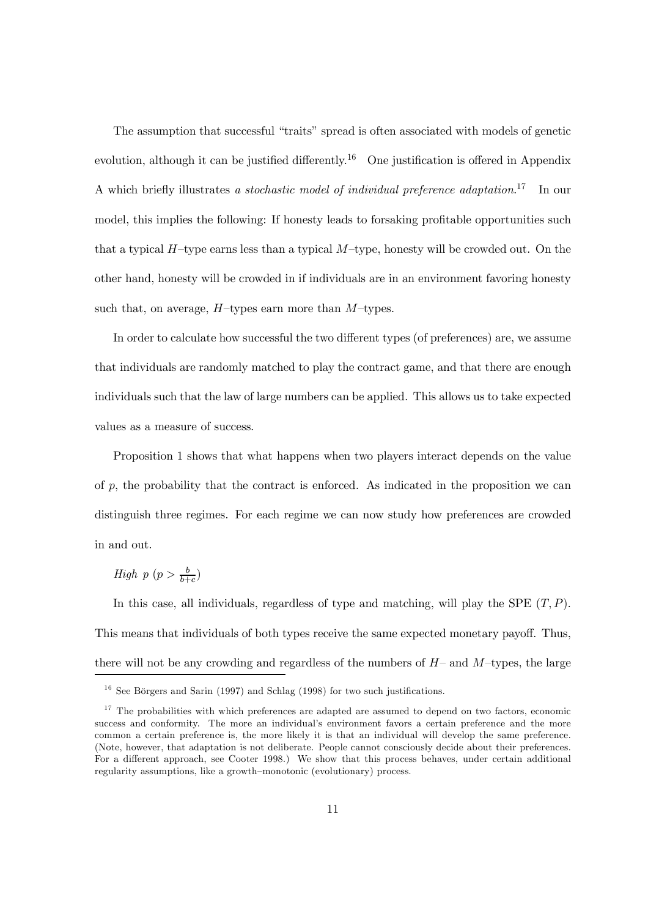The assumption that successful "traits" spread is often associated with models of genetic evolution, although it can be justified differently.[16] One justification is offered in Appendix A which briefly illustrates *a stochastic model of individual preference adaptation*.[17] In our model, this implies the following: If honesty leads to forsaking profitable opportunities such that a typical $H$–type earns less than a typical $M$–type, honesty will be crowded out. On the other hand, honesty will be crowded in if individuals are in an environment favoring honesty such that, on average, $H$–types earn more than $M$–types.

In order to calculate how successful the two different types (of preferences) are, we assume that individuals are randomly matched to play the contract game, and that there are enough individuals such that the law of large numbers can be applied. This allows us to take expected values as a measure of success.

Proposition 1 shows that what happens when two players interact depends on the value of $p$, the probability that the contract is enforced. As indicated in the proposition we can distinguish three regimes. For each regime we can now study how preferences are crowded in and out.

*High* $p$ ($p > \frac{b}{b+c}$)

In this case, all individuals, regardless of type and matching, will play the SPE $(T, P)$. This means that individuals of both types receive the same expected monetary payoff. Thus, there will not be any crowding and regardless of the numbers of $H$– and $M$–types, the large

[16] See Börgers and Sarin (1997) and Schlag (1998) for two such justifications.

[17] The probabilities with which preferences are adapted are assumed to depend on two factors, economic success and conformity. The more an individual's environment favors a certain preference and the more common a certain preference is, the more likely it is that an individual will develop the same preference. (Note, however, that adaptation is not deliberate. People cannot consciously decide about their preferences. For a different approach, see Cooter 1998.) We show that this process behaves, under certain additional regularity assumptions, like a growth–monotonic (evolutionary) process.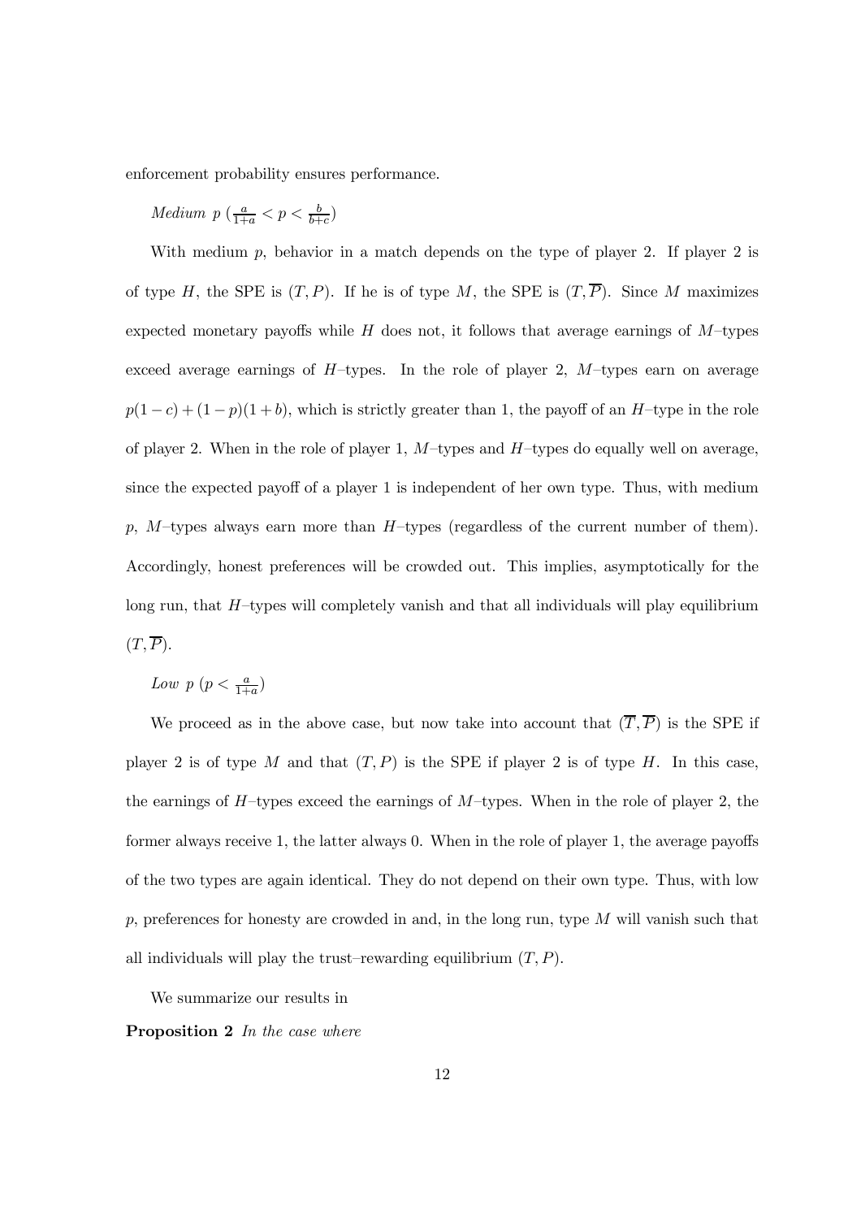enforcement probability ensures performance.

*Medium* $p$ ($\frac{a}{1+a} < p < \frac{b}{b+c}$)

With medium $p$, behavior in a match depends on the type of player 2. If player 2 is of type $H$, the SPE is $(T, P)$. If he is of type $M$, the SPE is $(T, \overline{P})$. Since $M$ maximizes expected monetary payoffs while $H$ does not, it follows that average earnings of $M$–types exceed average earnings of $H$–types. In the role of player 2, $M$–types earn on average $p(1-c) + (1-p)(1+b)$, which is strictly greater than 1, the payoff of an $H$–type in the role of player 2. When in the role of player 1, $M$–types and $H$–types do equally well on average, since the expected payoff of a player 1 is independent of her own type. Thus, with medium $p$, $M$–types always earn more than $H$–types (regardless of the current number of them). Accordingly, honest preferences will be crowded out. This implies, asymptotically for the long run, that $H$–types will completely vanish and that all individuals will play equilibrium $(T, \overline{P})$.

*Low* $p$ ($p < \frac{a}{1+a}$)

We proceed as in the above case, but now take into account that $(\overline{T}, \overline{P})$ is the SPE if player 2 is of type $M$ and that $(T, P)$ is the SPE if player 2 is of type $H$. In this case, the earnings of $H$–types exceed the earnings of $M$–types. When in the role of player 2, the former always receive 1, the latter always 0. When in the role of player 1, the average payoffs of the two types are again identical. They do not depend on their own type. Thus, with low $p$, preferences for honesty are crowded in and, in the long run, type $M$ will vanish such that all individuals will play the trust–rewarding equilibrium $(T, P)$.

We summarize our results in

**Proposition 2** *In the case where*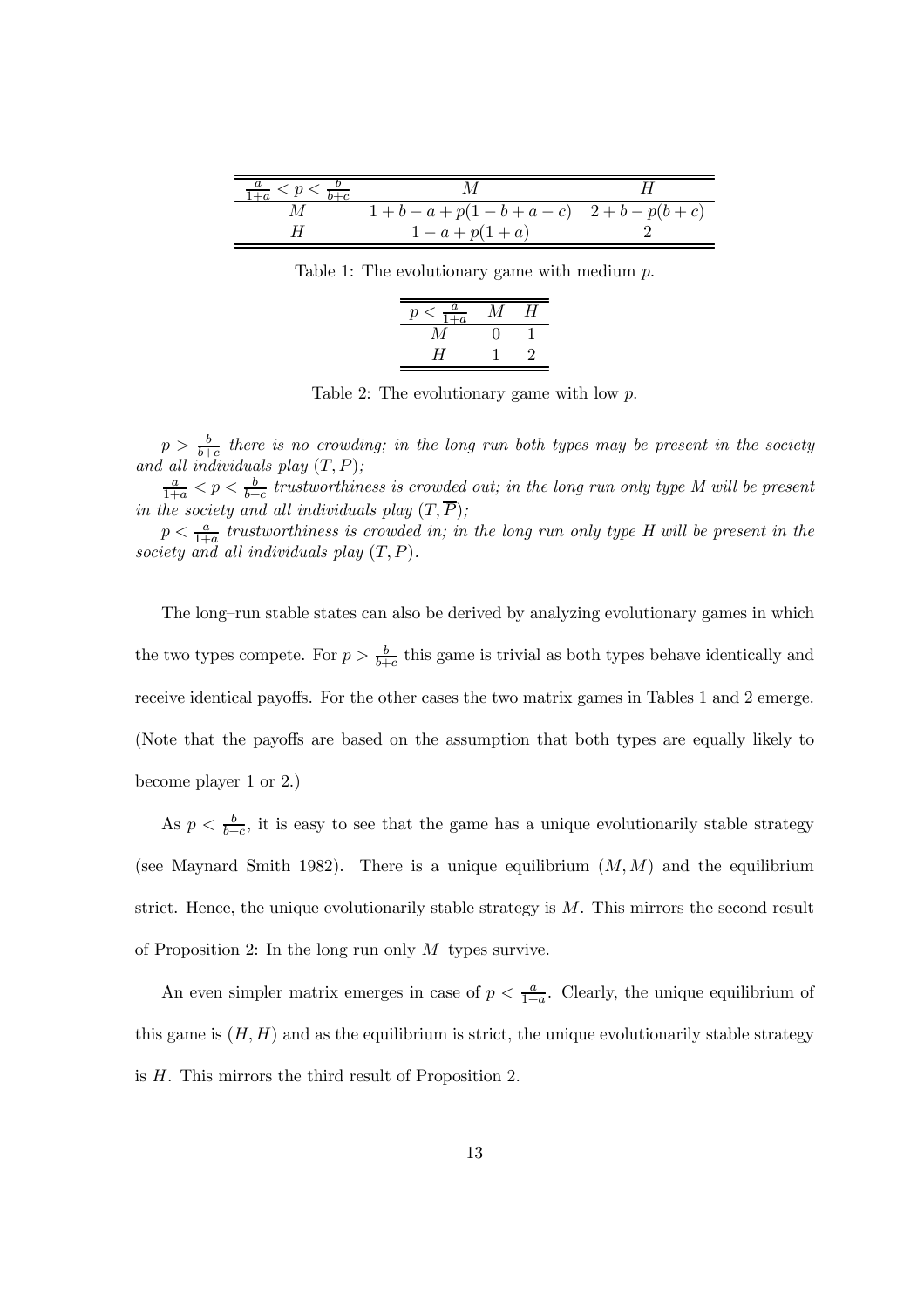| $\frac{a}{1+a} < p < \frac{b}{b+c}$ | $M$ | $H$ |
|---|---|---|
| $M$ | $1+b-a+p(1-b+a-c)$ | $2+b-p(b+c)$ |
| $H$ | $1-a+p(1+a)$ | $2$ |

Table 1: The evolutionary game with medium $p$.

| $p < \frac{a}{1+a}$ | $M$ | $H$ |
|---|---|---|
| $M$ | $0$ | $1$ |
| $H$ | $1$ | $2$ |

Table 2: The evolutionary game with low $p$.

*$p > \frac{b}{b+c}$ there is no crowding; in the long run both types may be present in the society and all individuals play $(T, P)$;*

*$\frac{a}{1+a} < p < \frac{b}{b+c}$ trustworthiness is crowded out; in the long run only type M will be present in the society and all individuals play $(T, \overline{P})$;*

*$p < \frac{a}{1+a}$ trustworthiness is crowded in; in the long run only type H will be present in the society and all individuals play $(T, P)$.*

The long–run stable states can also be derived by analyzing evolutionary games in which the two types compete. For $p > \frac{b}{b+c}$ this game is trivial as both types behave identically and receive identical payoffs. For the other cases the two matrix games in Tables 1 and 2 emerge. (Note that the payoffs are based on the assumption that both types are equally likely to become player 1 or 2.)

As $p < \frac{b}{b+c}$, it is easy to see that the game has a unique evolutionarily stable strategy (see Maynard Smith 1982). There is a unique equilibrium $(M, M)$ and the equilibrium strict. Hence, the unique evolutionarily stable strategy is $M$. This mirrors the second result of Proposition 2: In the long run only $M$–types survive.

An even simpler matrix emerges in case of $p < \frac{a}{1+a}$. Clearly, the unique equilibrium of this game is $(H, H)$ and as the equilibrium is strict, the unique evolutionarily stable strategy is $H$. This mirrors the third result of Proposition 2.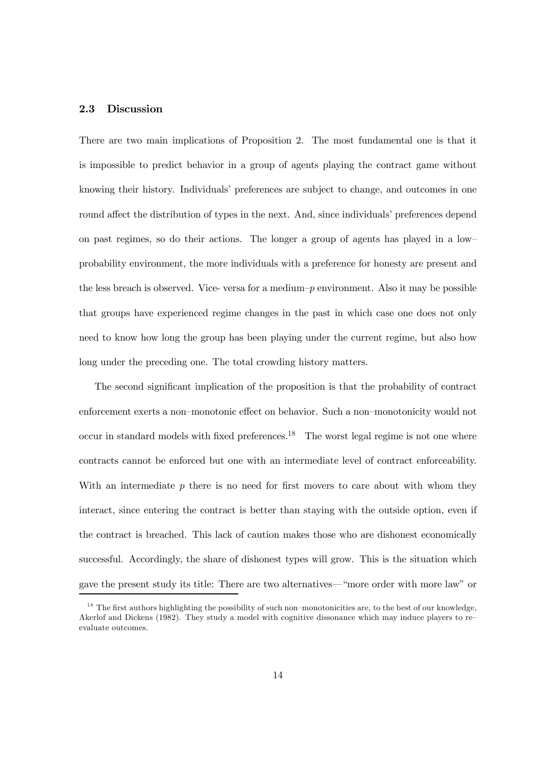### 2.3 Discussion

There are two main implications of Proposition 2. The most fundamental one is that it is impossible to predict behavior in a group of agents playing the contract game without knowing their history. Individuals' preferences are subject to change, and outcomes in one round affect the distribution of types in the next. And, since individuals' preferences depend on past regimes, so do their actions. The longer a group of agents has played in a low–probability environment, the more individuals with a preference for honesty are present and the less breach is observed. Vice- versa for a medium–$p$ environment. Also it may be possible that groups have experienced regime changes in the past in which case one does not only need to know how long the group has been playing under the current regime, but also how long under the preceding one. The total crowding history matters.

The second significant implication of the proposition is that the probability of contract enforcement exerts a non–monotonic effect on behavior. Such a non–monotonicity would not occur in standard models with fixed preferences.[18] The worst legal regime is not one where contracts cannot be enforced but one with an intermediate level of contract enforceability. With an intermediate $p$ there is no need for first movers to care about with whom they interact, since entering the contract is better than staying with the outside option, even if the contract is breached. This lack of caution makes those who are dishonest economically successful. Accordingly, the share of dishonest types will grow. This is the situation which gave the present study its title: There are two alternatives—"more order with more law" or

[18] The first authors highlighting the possibility of such non–monotonicities are, to the best of our knowledge, Akerlof and Dickens (1982). They study a model with cognitive dissonance which may induce players to re–evaluate outcomes.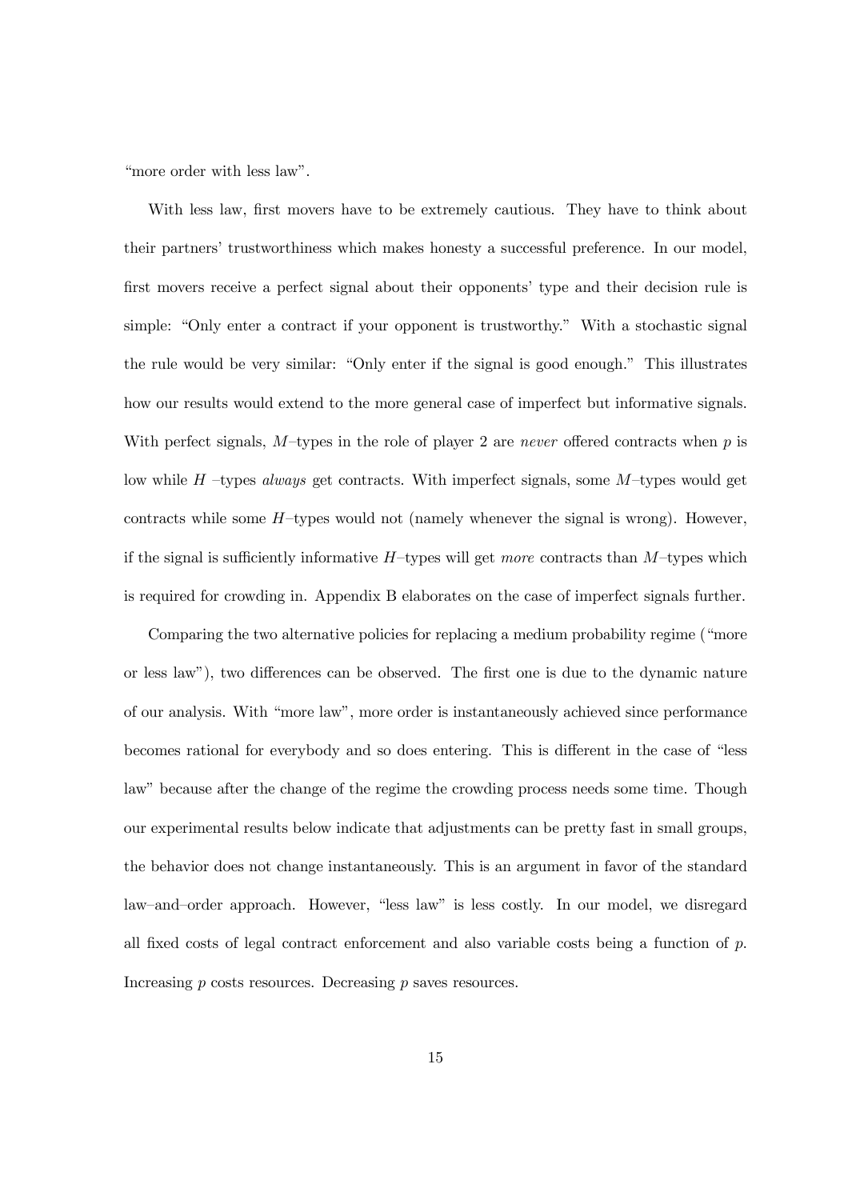"more order with less law".

With less law, first movers have to be extremely cautious. They have to think about their partners' trustworthiness which makes honesty a successful preference. In our model, first movers receive a perfect signal about their opponents' type and their decision rule is simple: "Only enter a contract if your opponent is trustworthy." With a stochastic signal the rule would be very similar: "Only enter if the signal is good enough." This illustrates how our results would extend to the more general case of imperfect but informative signals. With perfect signals, $M$–types in the role of player 2 are *never* offered contracts when $p$ is low while $H$ –types *always* get contracts. With imperfect signals, some $M$–types would get contracts while some $H$–types would not (namely whenever the signal is wrong). However, if the signal is sufficiently informative $H$–types will get *more* contracts than $M$–types which is required for crowding in. Appendix B elaborates on the case of imperfect signals further.

Comparing the two alternative policies for replacing a medium probability regime ("more or less law"), two differences can be observed. The first one is due to the dynamic nature of our analysis. With "more law", more order is instantaneously achieved since performance becomes rational for everybody and so does entering. This is different in the case of "less law" because after the change of the regime the crowding process needs some time. Though our experimental results below indicate that adjustments can be pretty fast in small groups, the behavior does not change instantaneously. This is an argument in favor of the standard law–and–order approach. However, "less law" is less costly. In our model, we disregard all fixed costs of legal contract enforcement and also variable costs being a function of $p$. Increasing $p$ costs resources. Decreasing $p$ saves resources.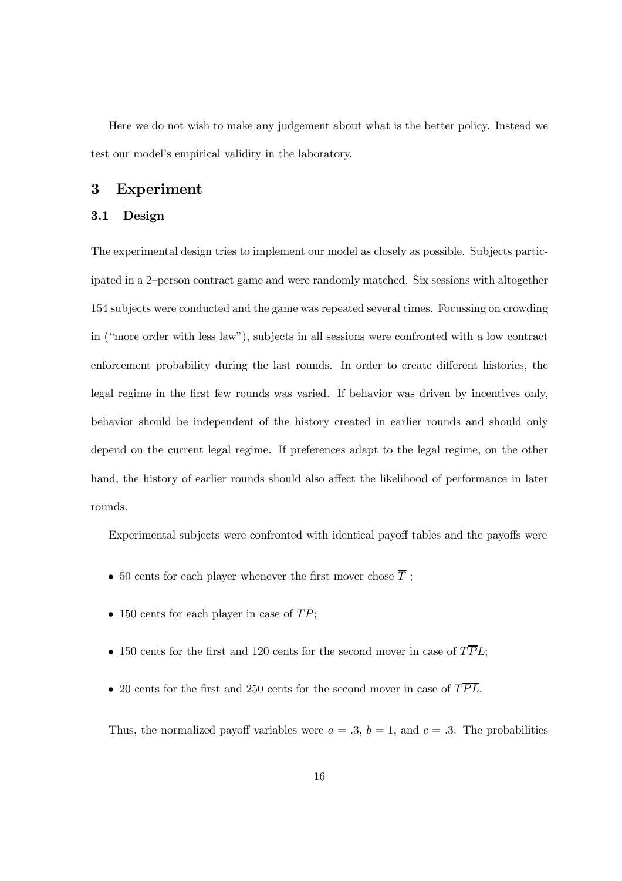Here we do not wish to make any judgement about what is the better policy. Instead we test our model's empirical validity in the laboratory.

# 3 Experiment

## 3.1 Design

The experimental design tries to implement our model as closely as possible. Subjects participated in a 2–person contract game and were randomly matched. Six sessions with altogether 154 subjects were conducted and the game was repeated several times. Focussing on crowding in ("more order with less law"), subjects in all sessions were confronted with a low contract enforcement probability during the last rounds. In order to create different histories, the legal regime in the first few rounds was varied. If behavior was driven by incentives only, behavior should be independent of the history created in earlier rounds and should only depend on the current legal regime. If preferences adapt to the legal regime, on the other hand, the history of earlier rounds should also affect the likelihood of performance in later rounds.

Experimental subjects were confronted with identical payoff tables and the payoffs were

- 50 cents for each player whenever the first mover chose $\overline{T}$ ;
- 150 cents for each player in case of $TP$;
- 150 cents for the first and 120 cents for the second mover in case of $T\overline{P}L$;
- 20 cents for the first and 250 cents for the second mover in case of $T\overline{PL}$.

Thus, the normalized payoff variables were $a = .3$, $b = 1$, and $c = .3$. The probabilities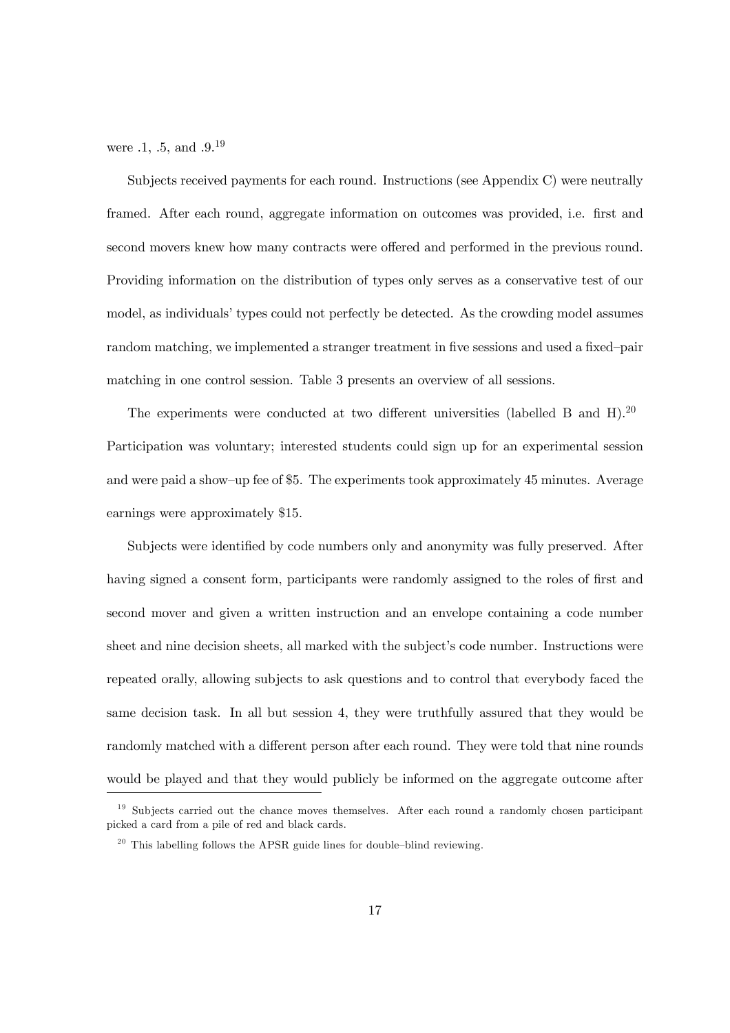were .1, .5, and .9.[19]

Subjects received payments for each round. Instructions (see Appendix C) were neutrally framed. After each round, aggregate information on outcomes was provided, i.e. first and second movers knew how many contracts were offered and performed in the previous round. Providing information on the distribution of types only serves as a conservative test of our model, as individuals' types could not perfectly be detected. As the crowding model assumes random matching, we implemented a stranger treatment in five sessions and used a fixed–pair matching in one control session. Table 3 presents an overview of all sessions.

The experiments were conducted at two different universities (labelled B and H).[20] Participation was voluntary; interested students could sign up for an experimental session and were paid a show–up fee of $5. The experiments took approximately 45 minutes. Average earnings were approximately $15.

Subjects were identified by code numbers only and anonymity was fully preserved. After having signed a consent form, participants were randomly assigned to the roles of first and second mover and given a written instruction and an envelope containing a code number sheet and nine decision sheets, all marked with the subject's code number. Instructions were repeated orally, allowing subjects to ask questions and to control that everybody faced the same decision task. In all but session 4, they were truthfully assured that they would be randomly matched with a different person after each round. They were told that nine rounds would be played and that they would publicly be informed on the aggregate outcome after

[19] Subjects carried out the chance moves themselves. After each round a randomly chosen participant picked a card from a pile of red and black cards.

[20] This labelling follows the APSR guide lines for double–blind reviewing.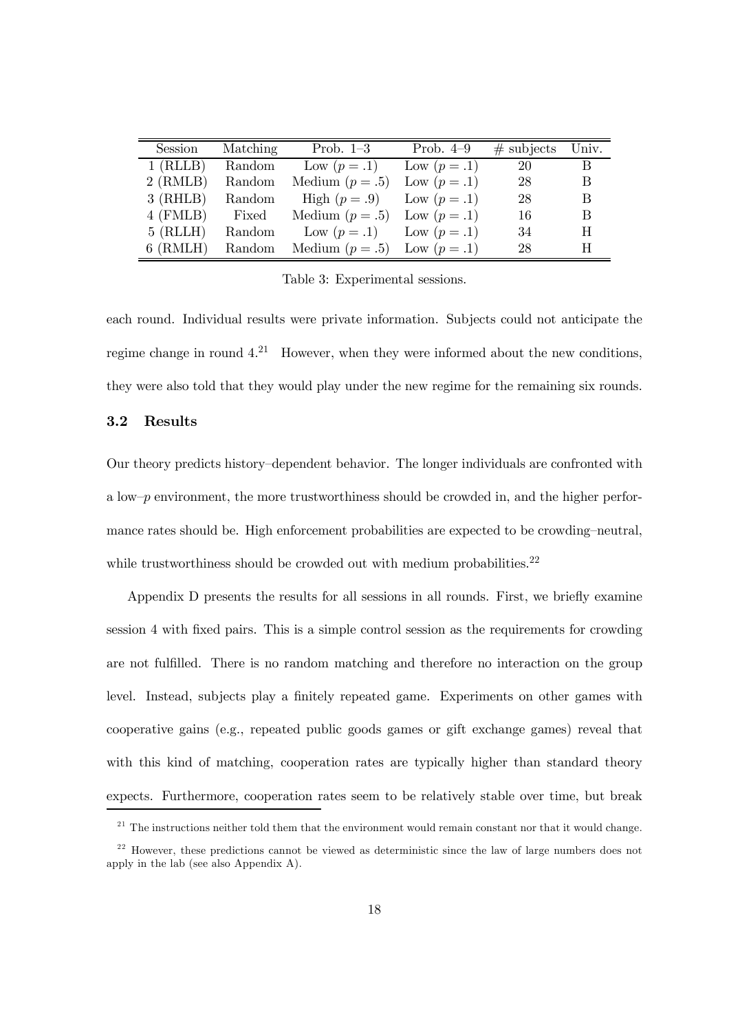| Session | Matching | Prob. 1–3 | Prob. 4–9 | # subjects | Univ. |
|---|---|---|---|---|---|
| 1 (RLLB) | Random | Low ($p = .1$) | Low ($p = .1$) | 20 | B |
| 2 (RMLB) | Random | Medium ($p = .5$) | Low ($p = .1$) | 28 | B |
| 3 (RHLB) | Random | High ($p = .9$) | Low ($p = .1$) | 28 | B |
| 4 (FMLB) | Fixed | Medium ($p = .5$) | Low ($p = .1$) | 16 | B |
| 5 (RLLH) | Random | Low ($p = .1$) | Low ($p = .1$) | 34 | H |
| 6 (RMLH) | Random | Medium ($p = .5$) | Low ($p = .1$) | 28 | H |

Table 3: Experimental sessions.

each round. Individual results were private information. Subjects could not anticipate the regime change in round 4.[21] However, when they were informed about the new conditions, they were also told that they would play under the new regime for the remaining six rounds.

### 3.2 Results

Our theory predicts history–dependent behavior. The longer individuals are confronted with a low–$p$ environment, the more trustworthiness should be crowded in, and the higher performance rates should be. High enforcement probabilities are expected to be crowding–neutral, while trustworthiness should be crowded out with medium probabilities.[22]

Appendix D presents the results for all sessions in all rounds. First, we briefly examine session 4 with fixed pairs. This is a simple control session as the requirements for crowding are not fulfilled. There is no random matching and therefore no interaction on the group level. Instead, subjects play a finitely repeated game. Experiments on other games with cooperative gains (e.g., repeated public goods games or gift exchange games) reveal that with this kind of matching, cooperation rates are typically higher than standard theory expects. Furthermore, cooperation rates seem to be relatively stable over time, but break

[21] The instructions neither told them that the environment would remain constant nor that it would change.

[22] However, these predictions cannot be viewed as deterministic since the law of large numbers does not apply in the lab (see also Appendix A).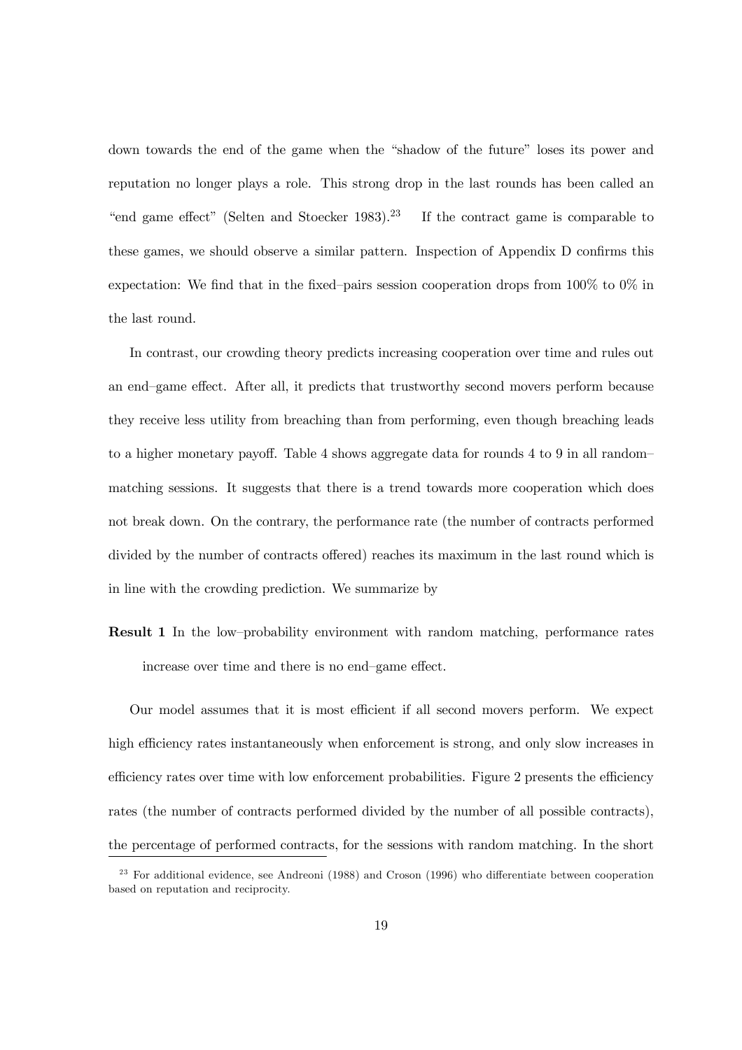down towards the end of the game when the "shadow of the future" loses its power and reputation no longer plays a role. This strong drop in the last rounds has been called an "end game effect" (Selten and Stoecker 1983).[23] If the contract game is comparable to these games, we should observe a similar pattern. Inspection of Appendix D confirms this expectation: We find that in the fixed–pairs session cooperation drops from 100% to 0% in the last round.

In contrast, our crowding theory predicts increasing cooperation over time and rules out an end–game effect. After all, it predicts that trustworthy second movers perform because they receive less utility from breaching than from performing, even though breaching leads to a higher monetary payoff. Table 4 shows aggregate data for rounds 4 to 9 in all random–matching sessions. It suggests that there is a trend towards more cooperation which does not break down. On the contrary, the performance rate (the number of contracts performed divided by the number of contracts offered) reaches its maximum in the last round which is in line with the crowding prediction. We summarize by

**Result 1** In the low–probability environment with random matching, performance rates increase over time and there is no end–game effect.

Our model assumes that it is most efficient if all second movers perform. We expect high efficiency rates instantaneously when enforcement is strong, and only slow increases in efficiency rates over time with low enforcement probabilities. Figure 2 presents the efficiency rates (the number of contracts performed divided by the number of all possible contracts), the percentage of performed contracts, for the sessions with random matching. In the short

[23] For additional evidence, see Andreoni (1988) and Croson (1996) who differentiate between cooperation based on reputation and reciprocity.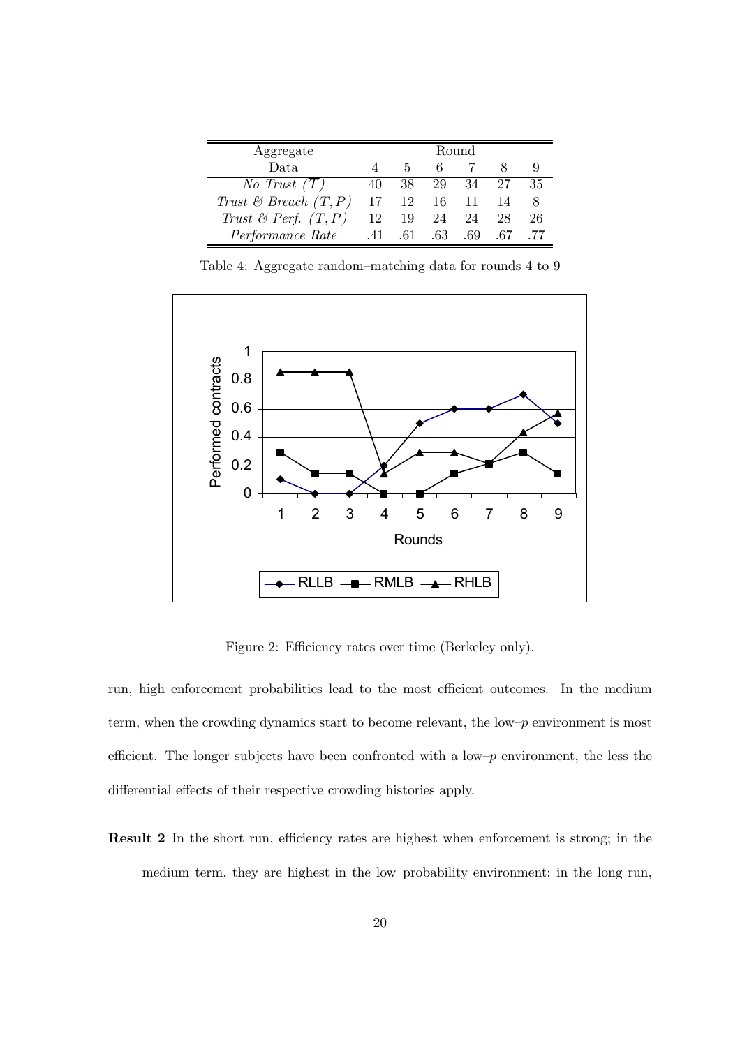| Aggregate Data | Round | | | | | |
|---|---|---|---|---|---|---|
| | 4 | 5 | 6 | 7 | 8 | 9 |
| *No Trust* $(\overline{T})$ | 40 | 38 | 29 | 34 | 27 | 35 |
| *Trust & Breach* $(T, \overline{P})$ | 17 | 12 | 16 | 11 | 14 | 8 |
| *Trust & Perf.* $(T, P)$ | 12 | 19 | 24 | 24 | 28 | 26 |
| *Performance Rate* | .41 | .61 | .63 | .69 | .67 | .77 |

Table 4: Aggregate random–matching data for rounds 4 to 9

Figure 2: Efficiency rates over time (Berkeley only).

run, high enforcement probabilities lead to the most efficient outcomes. In the medium term, when the crowding dynamics start to become relevant, the low–$p$ environment is most efficient. The longer subjects have been confronted with a low–$p$ environment, the less the differential effects of their respective crowding histories apply.

**Result 2** In the short run, efficiency rates are highest when enforcement is strong; in the medium term, they are highest in the low–probability environment; in the long run,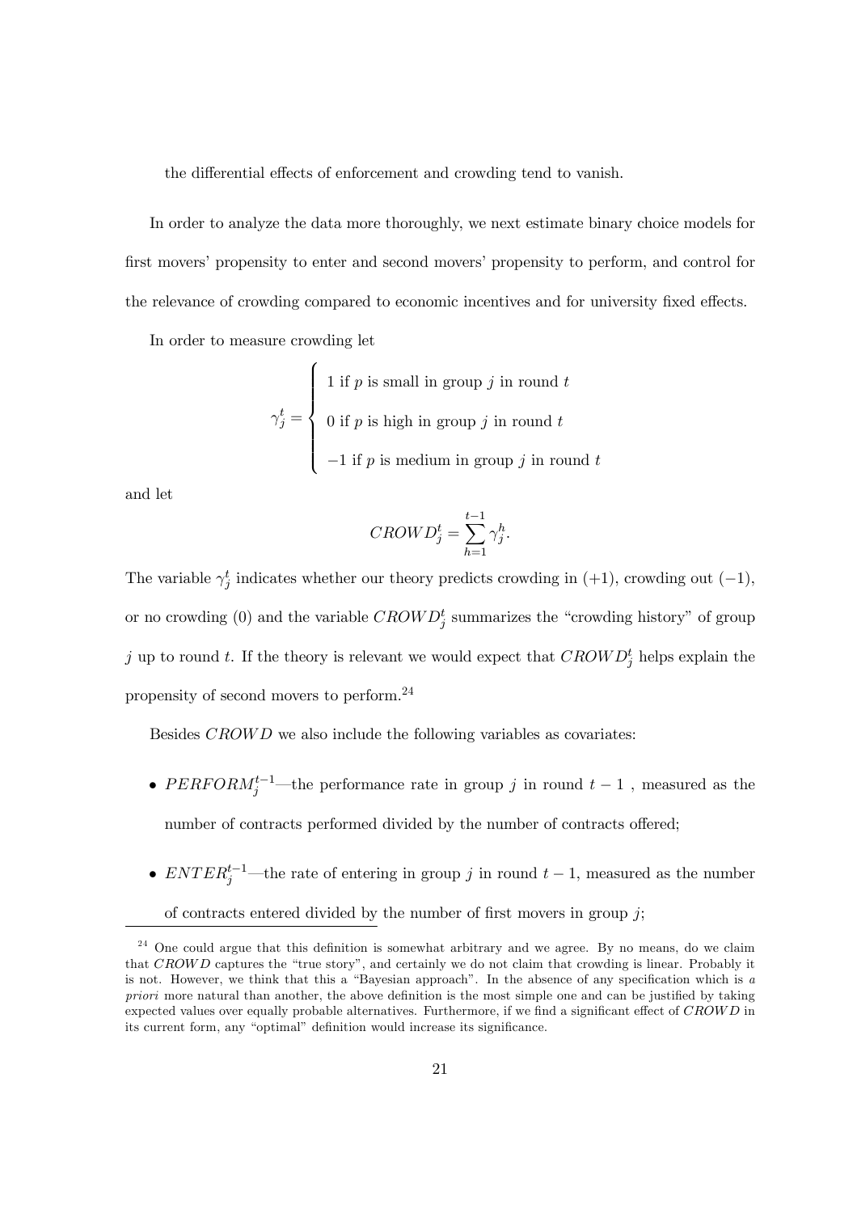the differential effects of enforcement and crowding tend to vanish.

In order to analyze the data more thoroughly, we next estimate binary choice models for first movers' propensity to enter and second movers' propensity to perform, and control for the relevance of crowding compared to economic incentives and for university fixed effects.

In order to measure crowding let

$$\gamma_j^t = \begin{cases} 1 \text{ if } p \text{ is small in group } j \text{ in round } t \\ 0 \text{ if } p \text{ is high in group } j \text{ in round } t \\ -1 \text{ if } p \text{ is medium in group } j \text{ in round } t \end{cases}$$

and let

$$CROWD_j^t = \sum_{h=1}^{t-1} \gamma_j^h.$$

The variable $\gamma_j^t$ indicates whether our theory predicts crowding in (+1), crowding out (−1), or no crowding (0) and the variable $CROWD_j^t$ summarizes the "crowding history" of group $j$ up to round $t$. If the theory is relevant we would expect that $CROWD_j^t$ helps explain the propensity of second movers to perform.[24]

Besides $CROWD$ we also include the following variables as covariates:

- $PERFORM_j^{t-1}$—the performance rate in group $j$ in round $t-1$ , measured as the number of contracts performed divided by the number of contracts offered;
- $ENTER_j^{t-1}$—the rate of entering in group $j$ in round $t-1$, measured as the number of contracts entered divided by the number of first movers in group $j$;

[24] One could argue that this definition is somewhat arbitrary and we agree. By no means, do we claim that $CROWD$ captures the "true story", and certainly we do not claim that crowding is linear. Probably it is not. However, we think that this a "Bayesian approach". In the absence of any specification which is *a priori* more natural than another, the above definition is the most simple one and can be justified by taking expected values over equally probable alternatives. Furthermore, if we find a significant effect of $CROWD$ in its current form, any "optimal" definition would increase its significance.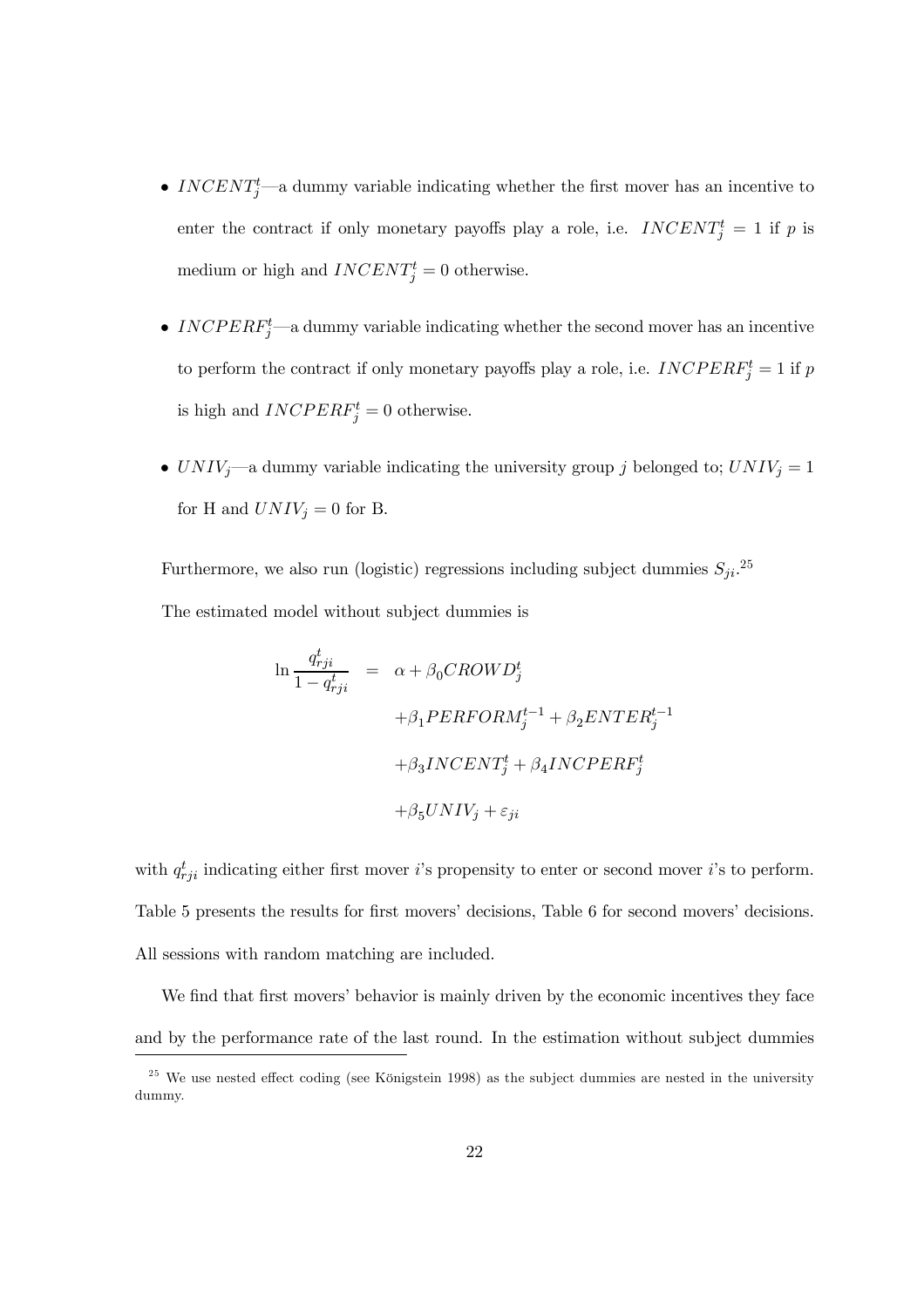- $INCENT_j^t$—a dummy variable indicating whether the first mover has an incentive to enter the contract if only monetary payoffs play a role, i.e. $INCENT_j^t = 1$ if $p$ is medium or high and $INCENT_j^t = 0$ otherwise.

- $INCPERF_j^t$—a dummy variable indicating whether the second mover has an incentive to perform the contract if only monetary payoffs play a role, i.e. $INCPERF_j^t = 1$ if $p$ is high and $INCPERF_j^t = 0$ otherwise.

- $UNIV_j$—a dummy variable indicating the university group $j$ belonged to; $UNIV_j = 1$ for H and $UNIV_j = 0$ for B.

Furthermore, we also run (logistic) regressions including subject dummies $S_{ji}$.[25]

The estimated model without subject dummies is

$$
\begin{aligned}
\ln \frac{q_{rji}^t}{1 - q_{rji}^t} &= \alpha + \beta_0 CROWD_j^t \\
&\quad + \beta_1 PERFORM_j^{t-1} + \beta_2 ENTER_j^{t-1} \\
&\quad + \beta_3 INCENT_j^t + \beta_4 INCPERF_j^t \\
&\quad + \beta_5 UNIV_j + \varepsilon_{ji}
\end{aligned}
$$

with $q_{rji}^t$ indicating either first mover $i$'s propensity to enter or second mover $i$'s to perform. Table 5 presents the results for first movers' decisions, Table 6 for second movers' decisions. All sessions with random matching are included.

We find that first movers' behavior is mainly driven by the economic incentives they face and by the performance rate of the last round. In the estimation without subject dummies

[25] We use nested effect coding (see Königstein 1998) as the subject dummies are nested in the university dummy.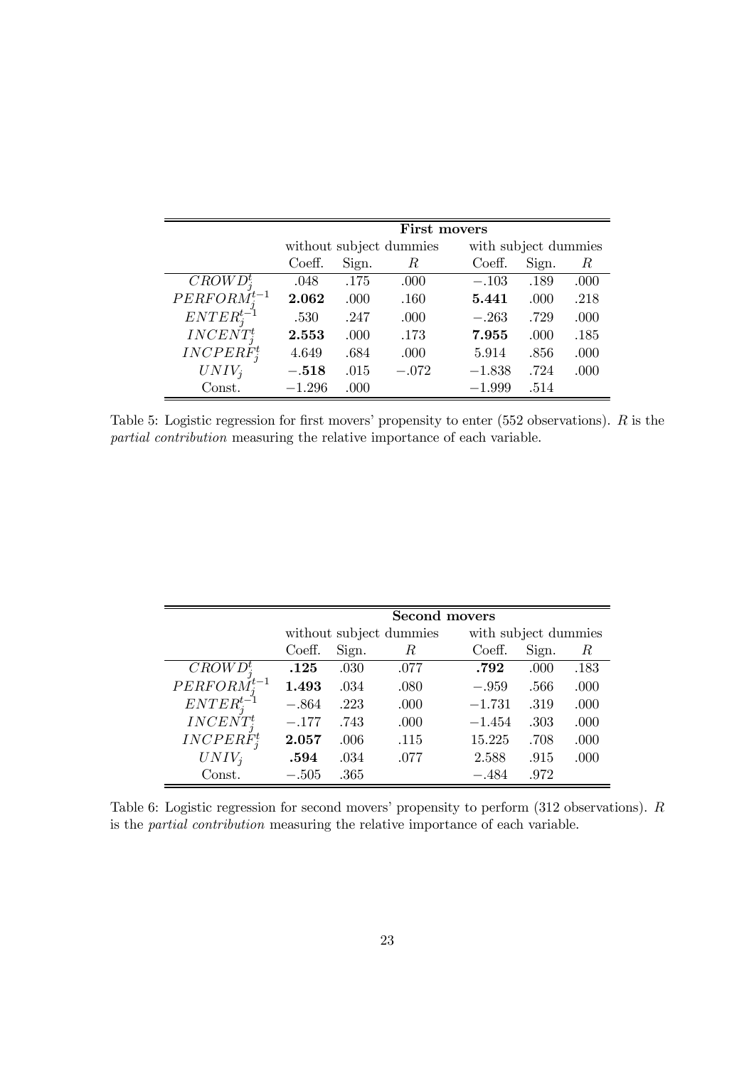| | **First movers** | | | | | |
|---|---|---|---|---|---|---|
| | without subject dummies | | | with subject dummies | | |
| | Coeff. | Sign. | $R$ | Coeff. | Sign. | $R$ |
| $CROWD_j^t$ | .048 | .175 | .000 | $-.103$ | .189 | .000 |
| $PERFORM_j^{t-1}$ | **2.062** | .000 | .160 | **5.441** | .000 | .218 |
| $ENTER_j^{t-1}$ | .530 | .247 | .000 | $-.263$ | .729 | .000 |
| $INCENT_j^t$ | **2.553** | .000 | .173 | **7.955** | .000 | .185 |
| $INCPERF_j^t$ | 4.649 | .684 | .000 | 5.914 | .856 | .000 |
| $UNIV_j$ | $-$**.518** | .015 | $-.072$ | $-1.838$ | .724 | .000 |
| Const. | $-1.296$ | .000 | | $-1.999$ | .514 | |

Table 5: Logistic regression for first movers' propensity to enter (552 observations). $R$ is the *partial contribution* measuring the relative importance of each variable.

| | **Second movers** | | | | | |
|---|---|---|---|---|---|---|
| | without subject dummies | | | with subject dummies | | |
| | Coeff. | Sign. | $R$ | Coeff. | Sign. | $R$ |
| $CROWD_j^t$ | **.125** | .030 | .077 | **.792** | .000 | .183 |
| $PERFORM_j^{t-1}$ | **1.493** | .034 | .080 | $-.959$ | .566 | .000 |
| $ENTER_j^{t-1}$ | $-.864$ | .223 | .000 | $-1.731$ | .319 | .000 |
| $INCENT_j^t$ | $-.177$ | .743 | .000 | $-1.454$ | .303 | .000 |
| $INCPERF_j^t$ | **2.057** | .006 | .115 | 15.225 | .708 | .000 |
| $UNIV_j$ | **.594** | .034 | .077 | 2.588 | .915 | .000 |
| Const. | $-.505$ | .365 | | $-.484$ | .972 | |

Table 6: Logistic regression for second movers' propensity to perform (312 observations). $R$ is the *partial contribution* measuring the relative importance of each variable.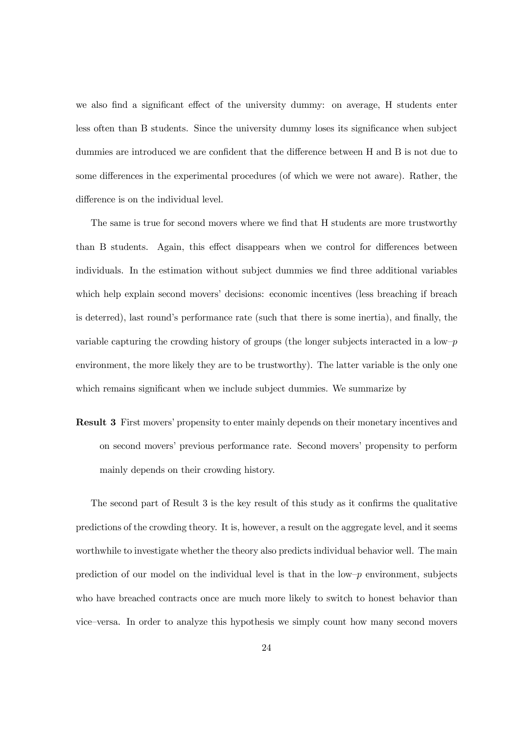we also find a significant effect of the university dummy: on average, H students enter less often than B students. Since the university dummy loses its significance when subject dummies are introduced we are confident that the difference between H and B is not due to some differences in the experimental procedures (of which we were not aware). Rather, the difference is on the individual level.

The same is true for second movers where we find that H students are more trustworthy than B students. Again, this effect disappears when we control for differences between individuals. In the estimation without subject dummies we find three additional variables which help explain second movers' decisions: economic incentives (less breaching if breach is deterred), last round's performance rate (such that there is some inertia), and finally, the variable capturing the crowding history of groups (the longer subjects interacted in a low–$p$ environment, the more likely they are to be trustworthy). The latter variable is the only one which remains significant when we include subject dummies. We summarize by

**Result 3** First movers' propensity to enter mainly depends on their monetary incentives and on second movers' previous performance rate. Second movers' propensity to perform mainly depends on their crowding history.

The second part of Result 3 is the key result of this study as it confirms the qualitative predictions of the crowding theory. It is, however, a result on the aggregate level, and it seems worthwhile to investigate whether the theory also predicts individual behavior well. The main prediction of our model on the individual level is that in the low–$p$ environment, subjects who have breached contracts once are much more likely to switch to honest behavior than vice–versa. In order to analyze this hypothesis we simply count how many second movers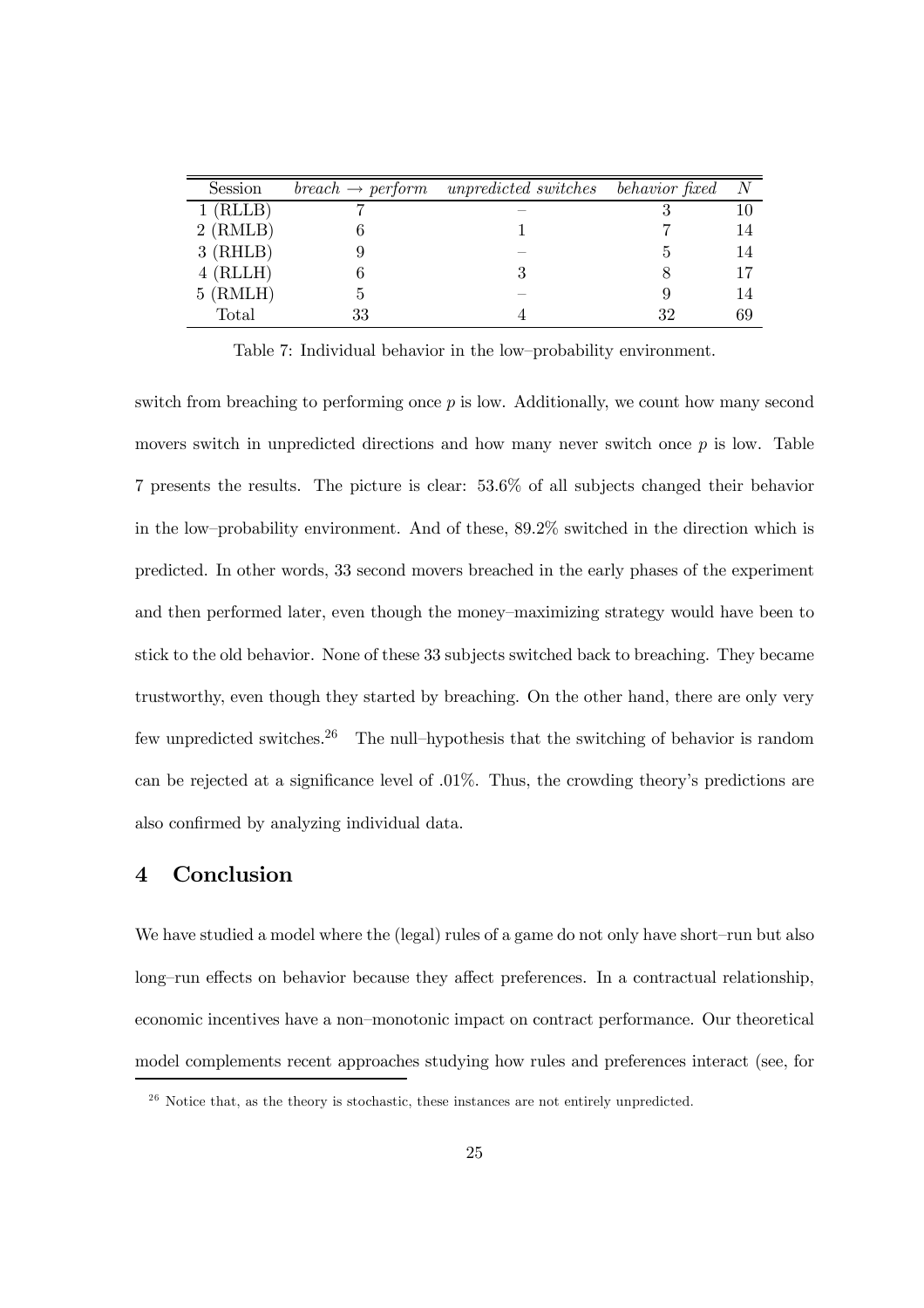| Session | *breach → perform* | *unpredicted switches* | *behavior fixed* | $N$ |
|---|---|---|---|---|
| 1 (RLLB) | 7 | – | 3 | 10 |
| 2 (RMLB) | 6 | 1 | 7 | 14 |
| 3 (RHLB) | 9 | – | 5 | 14 |
| 4 (RLLH) | 6 | 3 | 8 | 17 |
| 5 (RMLH) | 5 | – | 9 | 14 |
| Total | 33 | 4 | 32 | 69 |

Table 7: Individual behavior in the low–probability environment.

switch from breaching to performing once $p$ is low. Additionally, we count how many second movers switch in unpredicted directions and how many never switch once $p$ is low. Table 7 presents the results. The picture is clear: 53.6% of all subjects changed their behavior in the low–probability environment. And of these, 89.2% switched in the direction which is predicted. In other words, 33 second movers breached in the early phases of the experiment and then performed later, even though the money–maximizing strategy would have been to stick to the old behavior. None of these 33 subjects switched back to breaching. They became trustworthy, even though they started by breaching. On the other hand, there are only very few unpredicted switches.[26] The null–hypothesis that the switching of behavior is random can be rejected at a significance level of .01%. Thus, the crowding theory's predictions are also confirmed by analyzing individual data.

## 4 Conclusion

We have studied a model where the (legal) rules of a game do not only have short–run but also long–run effects on behavior because they affect preferences. In a contractual relationship, economic incentives have a non–monotonic impact on contract performance. Our theoretical model complements recent approaches studying how rules and preferences interact (see, for

[26] Notice that, as the theory is stochastic, these instances are not entirely unpredicted.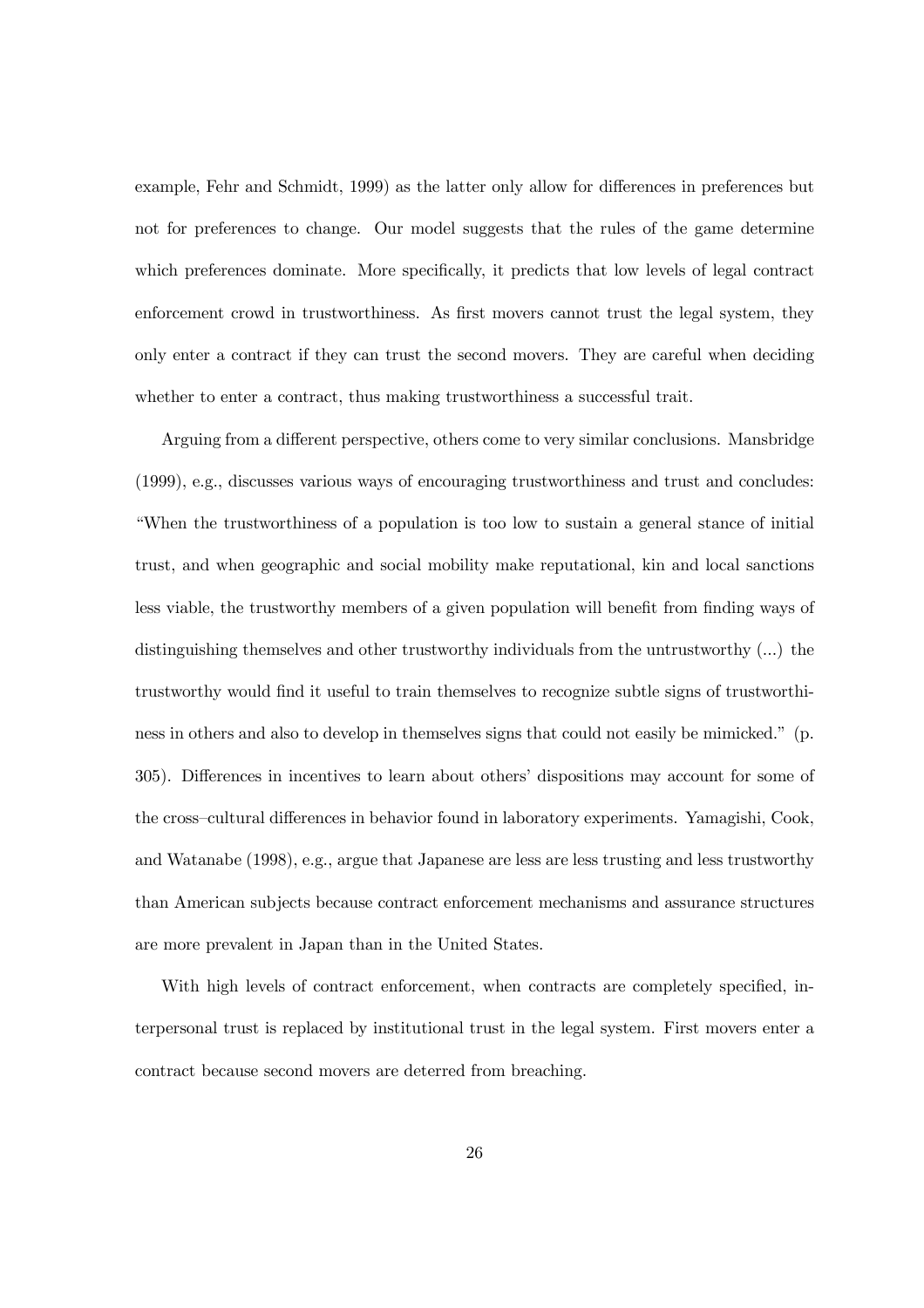example, Fehr and Schmidt, 1999) as the latter only allow for differences in preferences but not for preferences to change. Our model suggests that the rules of the game determine which preferences dominate. More specifically, it predicts that low levels of legal contract enforcement crowd in trustworthiness. As first movers cannot trust the legal system, they only enter a contract if they can trust the second movers. They are careful when deciding whether to enter a contract, thus making trustworthiness a successful trait.

Arguing from a different perspective, others come to very similar conclusions. Mansbridge (1999), e.g., discusses various ways of encouraging trustworthiness and trust and concludes: "When the trustworthiness of a population is too low to sustain a general stance of initial trust, and when geographic and social mobility make reputational, kin and local sanctions less viable, the trustworthy members of a given population will benefit from finding ways of distinguishing themselves and other trustworthy individuals from the untrustworthy (...) the trustworthy would find it useful to train themselves to recognize subtle signs of trustworthiness in others and also to develop in themselves signs that could not easily be mimicked." (p. 305). Differences in incentives to learn about others' dispositions may account for some of the cross–cultural differences in behavior found in laboratory experiments. Yamagishi, Cook, and Watanabe (1998), e.g., argue that Japanese are less are less trusting and less trustworthy than American subjects because contract enforcement mechanisms and assurance structures are more prevalent in Japan than in the United States.

With high levels of contract enforcement, when contracts are completely specified, interpersonal trust is replaced by institutional trust in the legal system. First movers enter a contract because second movers are deterred from breaching.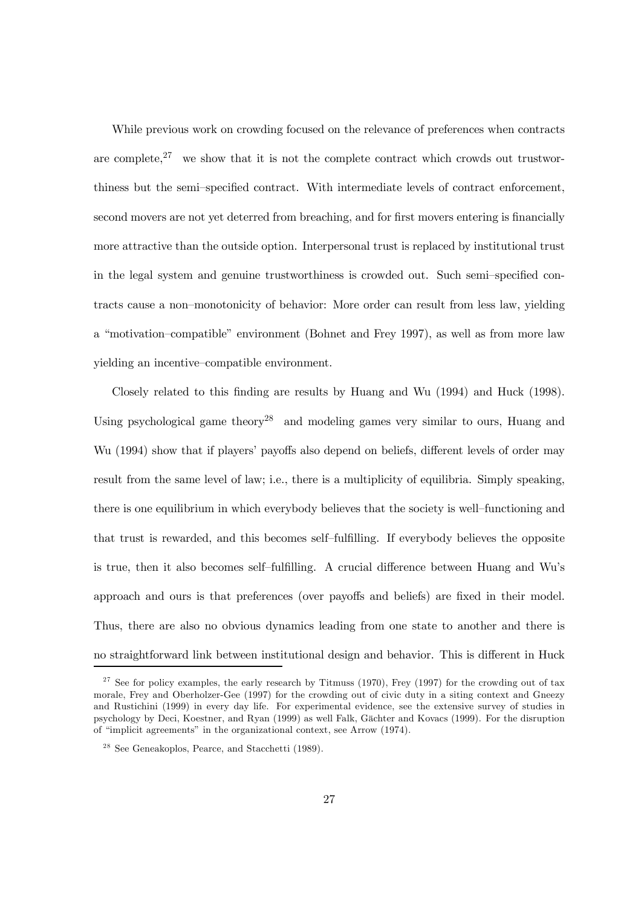While previous work on crowding focused on the relevance of preferences when contracts are complete,[27] we show that it is not the complete contract which crowds out trustworthiness but the semi–specified contract. With intermediate levels of contract enforcement, second movers are not yet deterred from breaching, and for first movers entering is financially more attractive than the outside option. Interpersonal trust is replaced by institutional trust in the legal system and genuine trustworthiness is crowded out. Such semi–specified contracts cause a non–monotonicity of behavior: More order can result from less law, yielding a "motivation–compatible" environment (Bohnet and Frey 1997), as well as from more law yielding an incentive–compatible environment.

Closely related to this finding are results by Huang and Wu (1994) and Huck (1998). Using psychological game theory[28] and modeling games very similar to ours, Huang and Wu (1994) show that if players' payoffs also depend on beliefs, different levels of order may result from the same level of law; i.e., there is a multiplicity of equilibria. Simply speaking, there is one equilibrium in which everybody believes that the society is well–functioning and that trust is rewarded, and this becomes self–fulfilling. If everybody believes the opposite is true, then it also becomes self–fulfilling. A crucial difference between Huang and Wu's approach and ours is that preferences (over payoffs and beliefs) are fixed in their model. Thus, there are also no obvious dynamics leading from one state to another and there is no straightforward link between institutional design and behavior. This is different in Huck

[27] See for policy examples, the early research by Titmuss (1970), Frey (1997) for the crowding out of tax morale, Frey and Oberholzer-Gee (1997) for the crowding out of civic duty in a siting context and Gneezy and Rustichini (1999) in every day life. For experimental evidence, see the extensive survey of studies in psychology by Deci, Koestner, and Ryan (1999) as well Falk, Gächter and Kovacs (1999). For the disruption of "implicit agreements" in the organizational context, see Arrow (1974).

[28] See Geneakoplos, Pearce, and Stacchetti (1989).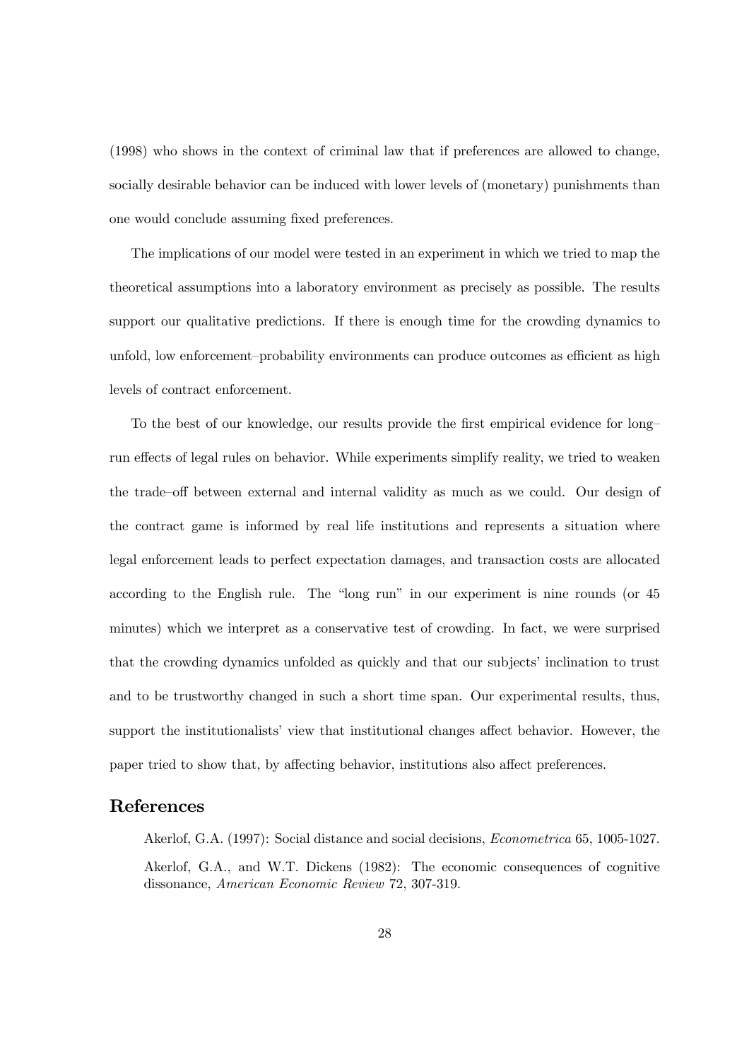(1998) who shows in the context of criminal law that if preferences are allowed to change, socially desirable behavior can be induced with lower levels of (monetary) punishments than one would conclude assuming fixed preferences.

The implications of our model were tested in an experiment in which we tried to map the theoretical assumptions into a laboratory environment as precisely as possible. The results support our qualitative predictions. If there is enough time for the crowding dynamics to unfold, low enforcement–probability environments can produce outcomes as efficient as high levels of contract enforcement.

To the best of our knowledge, our results provide the first empirical evidence for long–run effects of legal rules on behavior. While experiments simplify reality, we tried to weaken the trade–off between external and internal validity as much as we could. Our design of the contract game is informed by real life institutions and represents a situation where legal enforcement leads to perfect expectation damages, and transaction costs are allocated according to the English rule. The "long run" in our experiment is nine rounds (or 45 minutes) which we interpret as a conservative test of crowding. In fact, we were surprised that the crowding dynamics unfolded as quickly and that our subjects' inclination to trust and to be trustworthy changed in such a short time span. Our experimental results, thus, support the institutionalists' view that institutional changes affect behavior. However, the paper tried to show that, by affecting behavior, institutions also affect preferences.

## References

Akerlof, G.A. (1997): Social distance and social decisions, *Econometrica* 65, 1005-1027.

Akerlof, G.A., and W.T. Dickens (1982): The economic consequences of cognitive dissonance, *American Economic Review* 72, 307-319.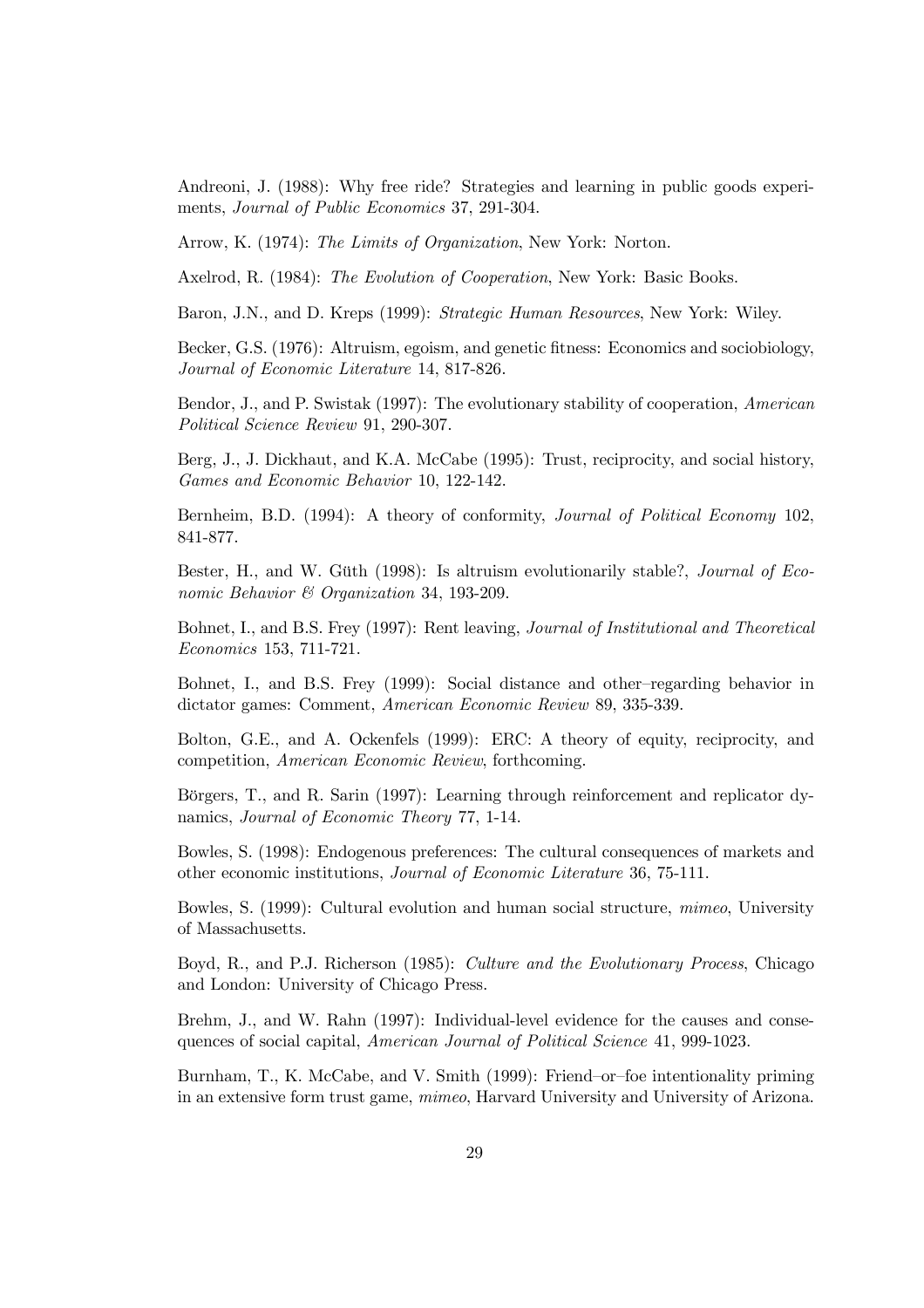Andreoni, J. (1988): Why free ride? Strategies and learning in public goods experiments, *Journal of Public Economics* 37, 291-304.

Arrow, K. (1974): *The Limits of Organization*, New York: Norton.

Axelrod, R. (1984): *The Evolution of Cooperation*, New York: Basic Books.

Baron, J.N., and D. Kreps (1999): *Strategic Human Resources*, New York: Wiley.

Becker, G.S. (1976): Altruism, egoism, and genetic fitness: Economics and sociobiology, *Journal of Economic Literature* 14, 817-826.

Bendor, J., and P. Swistak (1997): The evolutionary stability of cooperation, *American Political Science Review* 91, 290-307.

Berg, J., J. Dickhaut, and K.A. McCabe (1995): Trust, reciprocity, and social history, *Games and Economic Behavior* 10, 122-142.

Bernheim, B.D. (1994): A theory of conformity, *Journal of Political Economy* 102, 841-877.

Bester, H., and W. Güth (1998): Is altruism evolutionarily stable?, *Journal of Economic Behavior & Organization* 34, 193-209.

Bohnet, I., and B.S. Frey (1997): Rent leaving, *Journal of Institutional and Theoretical Economics* 153, 711-721.

Bohnet, I., and B.S. Frey (1999): Social distance and other–regarding behavior in dictator games: Comment, *American Economic Review* 89, 335-339.

Bolton, G.E., and A. Ockenfels (1999): ERC: A theory of equity, reciprocity, and competition, *American Economic Review*, forthcoming.

Börgers, T., and R. Sarin (1997): Learning through reinforcement and replicator dynamics, *Journal of Economic Theory* 77, 1-14.

Bowles, S. (1998): Endogenous preferences: The cultural consequences of markets and other economic institutions, *Journal of Economic Literature* 36, 75-111.

Bowles, S. (1999): Cultural evolution and human social structure, *mimeo*, University of Massachusetts.

Boyd, R., and P.J. Richerson (1985): *Culture and the Evolutionary Process*, Chicago and London: University of Chicago Press.

Brehm, J., and W. Rahn (1997): Individual-level evidence for the causes and consequences of social capital, *American Journal of Political Science* 41, 999-1023.

Burnham, T., K. McCabe, and V. Smith (1999): Friend–or–foe intentionality priming in an extensive form trust game, *mimeo*, Harvard University and University of Arizona.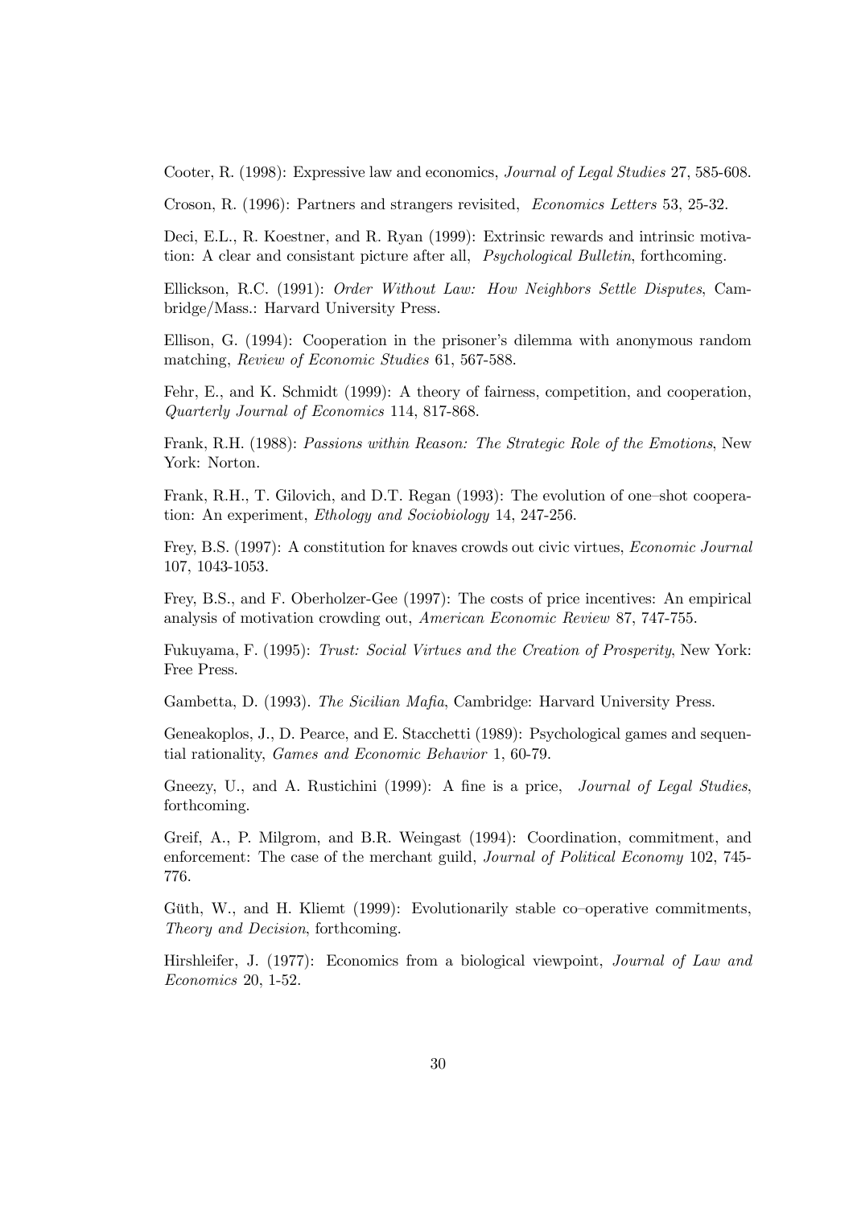Cooter, R. (1998): Expressive law and economics, *Journal of Legal Studies* 27, 585-608.

Croson, R. (1996): Partners and strangers revisited, *Economics Letters* 53, 25-32.

Deci, E.L., R. Koestner, and R. Ryan (1999): Extrinsic rewards and intrinsic motivation: A clear and consistant picture after all, *Psychological Bulletin*, forthcoming.

Ellickson, R.C. (1991): *Order Without Law: How Neighbors Settle Disputes*, Cambridge/Mass.: Harvard University Press.

Ellison, G. (1994): Cooperation in the prisoner's dilemma with anonymous random matching, *Review of Economic Studies* 61, 567-588.

Fehr, E., and K. Schmidt (1999): A theory of fairness, competition, and cooperation, *Quarterly Journal of Economics* 114, 817-868.

Frank, R.H. (1988): *Passions within Reason: The Strategic Role of the Emotions*, New York: Norton.

Frank, R.H., T. Gilovich, and D.T. Regan (1993): The evolution of one–shot cooperation: An experiment, *Ethology and Sociobiology* 14, 247-256.

Frey, B.S. (1997): A constitution for knaves crowds out civic virtues, *Economic Journal* 107, 1043-1053.

Frey, B.S., and F. Oberholzer-Gee (1997): The costs of price incentives: An empirical analysis of motivation crowding out, *American Economic Review* 87, 747-755.

Fukuyama, F. (1995): *Trust: Social Virtues and the Creation of Prosperity*, New York: Free Press.

Gambetta, D. (1993). *The Sicilian Mafia*, Cambridge: Harvard University Press.

Geneakoplos, J., D. Pearce, and E. Stacchetti (1989): Psychological games and sequential rationality, *Games and Economic Behavior* 1, 60-79.

Gneezy, U., and A. Rustichini (1999): A fine is a price, *Journal of Legal Studies*, forthcoming.

Greif, A., P. Milgrom, and B.R. Weingast (1994): Coordination, commitment, and enforcement: The case of the merchant guild, *Journal of Political Economy* 102, 745-776.

Güth, W., and H. Kliemt (1999): Evolutionarily stable co–operative commitments, *Theory and Decision*, forthcoming.

Hirshleifer, J. (1977): Economics from a biological viewpoint, *Journal of Law and Economics* 20, 1-52.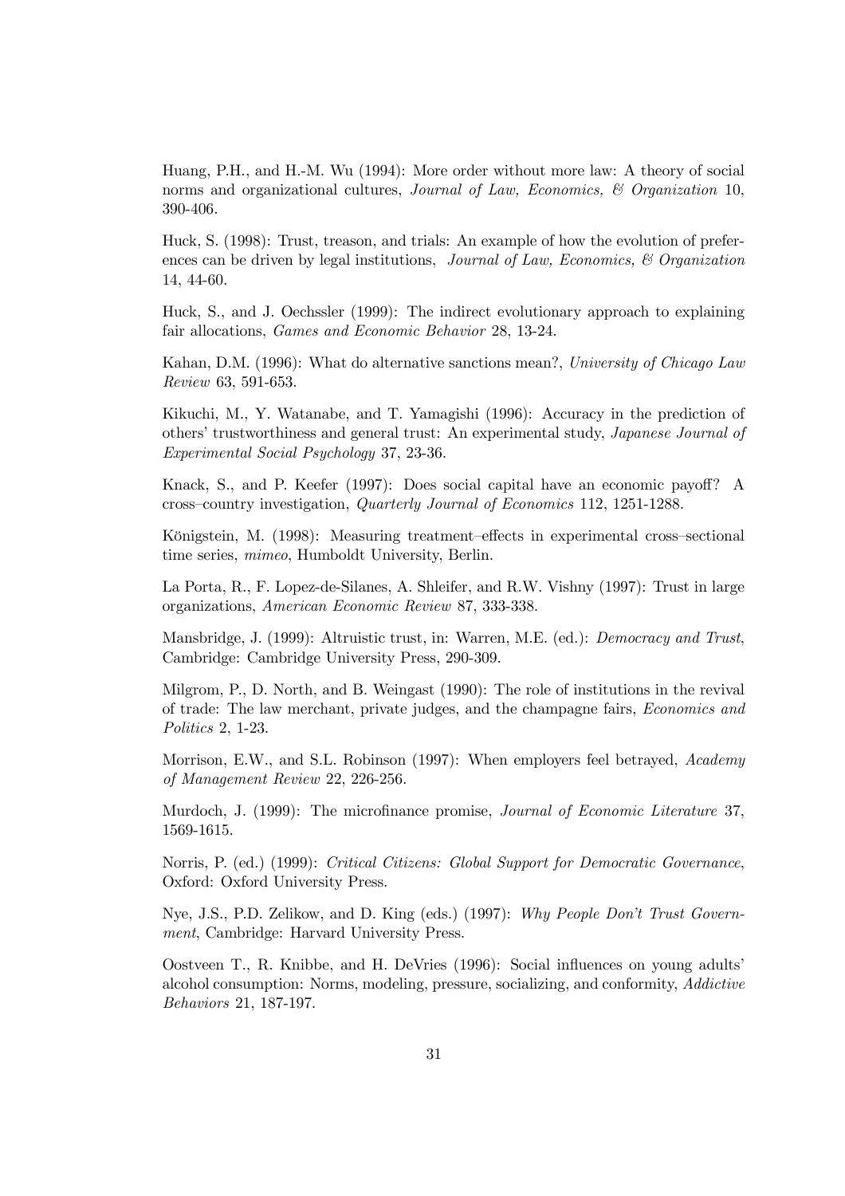Huang, P.H., and H.-M. Wu (1994): More order without more law: A theory of social norms and organizational cultures, *Journal of Law, Economics, & Organization* 10, 390-406.

Huck, S. (1998): Trust, treason, and trials: An example of how the evolution of preferences can be driven by legal institutions, *Journal of Law, Economics, & Organization* 14, 44-60.

Huck, S., and J. Oechssler (1999): The indirect evolutionary approach to explaining fair allocations, *Games and Economic Behavior* 28, 13-24.

Kahan, D.M. (1996): What do alternative sanctions mean?, *University of Chicago Law Review* 63, 591-653.

Kikuchi, M., Y. Watanabe, and T. Yamagishi (1996): Accuracy in the prediction of others' trustworthiness and general trust: An experimental study, *Japanese Journal of Experimental Social Psychology* 37, 23-36.

Knack, S., and P. Keefer (1997): Does social capital have an economic payoff? A cross–country investigation, *Quarterly Journal of Economics* 112, 1251-1288.

Königstein, M. (1998): Measuring treatment–effects in experimental cross–sectional time series, *mimeo*, Humboldt University, Berlin.

La Porta, R., F. Lopez-de-Silanes, A. Shleifer, and R.W. Vishny (1997): Trust in large organizations, *American Economic Review* 87, 333-338.

Mansbridge, J. (1999): Altruistic trust, in: Warren, M.E. (ed.): *Democracy and Trust*, Cambridge: Cambridge University Press, 290-309.

Milgrom, P., D. North, and B. Weingast (1990): The role of institutions in the revival of trade: The law merchant, private judges, and the champagne fairs, *Economics and Politics* 2, 1-23.

Morrison, E.W., and S.L. Robinson (1997): When employers feel betrayed, *Academy of Management Review* 22, 226-256.

Murdoch, J. (1999): The microfinance promise, *Journal of Economic Literature* 37, 1569-1615.

Norris, P. (ed.) (1999): *Critical Citizens: Global Support for Democratic Governance*, Oxford: Oxford University Press.

Nye, J.S., P.D. Zelikow, and D. King (eds.) (1997): *Why People Don't Trust Government*, Cambridge: Harvard University Press.

Oostveen T., R. Knibbe, and H. DeVries (1996): Social influences on young adults' alcohol consumption: Norms, modeling, pressure, socializing, and conformity, *Addictive Behaviors* 21, 187-197.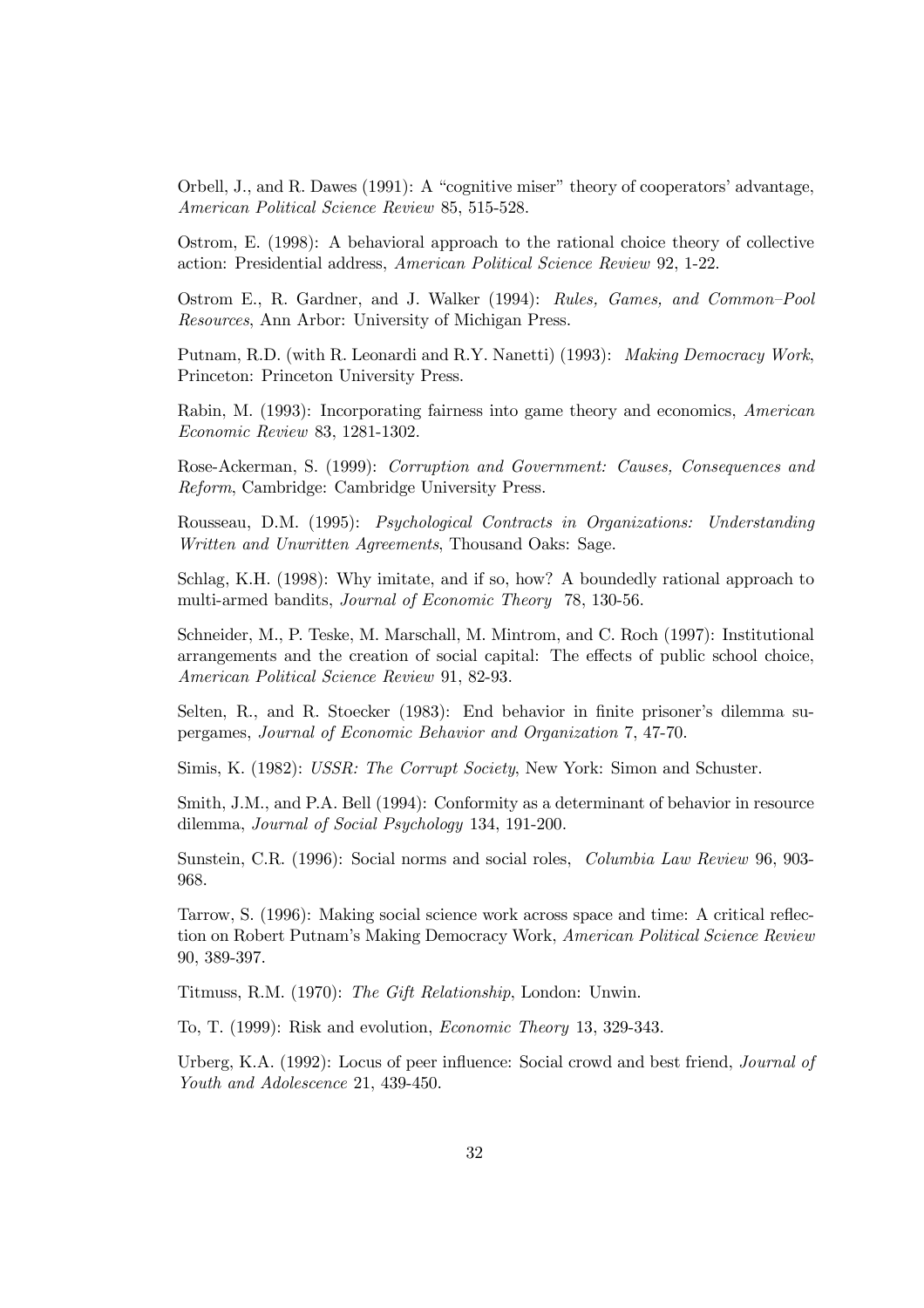Orbell, J., and R. Dawes (1991): A "cognitive miser" theory of cooperators' advantage, *American Political Science Review* 85, 515-528.

Ostrom, E. (1998): A behavioral approach to the rational choice theory of collective action: Presidential address, *American Political Science Review* 92, 1-22.

Ostrom E., R. Gardner, and J. Walker (1994): *Rules, Games, and Common–Pool Resources*, Ann Arbor: University of Michigan Press.

Putnam, R.D. (with R. Leonardi and R.Y. Nanetti) (1993): *Making Democracy Work*, Princeton: Princeton University Press.

Rabin, M. (1993): Incorporating fairness into game theory and economics, *American Economic Review* 83, 1281-1302.

Rose-Ackerman, S. (1999): *Corruption and Government: Causes, Consequences and Reform*, Cambridge: Cambridge University Press.

Rousseau, D.M. (1995): *Psychological Contracts in Organizations: Understanding Written and Unwritten Agreements*, Thousand Oaks: Sage.

Schlag, K.H. (1998): Why imitate, and if so, how? A boundedly rational approach to multi-armed bandits, *Journal of Economic Theory* 78, 130-56.

Schneider, M., P. Teske, M. Marschall, M. Mintrom, and C. Roch (1997): Institutional arrangements and the creation of social capital: The effects of public school choice, *American Political Science Review* 91, 82-93.

Selten, R., and R. Stoecker (1983): End behavior in finite prisoner's dilemma supergames, *Journal of Economic Behavior and Organization* 7, 47-70.

Simis, K. (1982): *USSR: The Corrupt Society*, New York: Simon and Schuster.

Smith, J.M., and P.A. Bell (1994): Conformity as a determinant of behavior in resource dilemma, *Journal of Social Psychology* 134, 191-200.

Sunstein, C.R. (1996): Social norms and social roles, *Columbia Law Review* 96, 903-968.

Tarrow, S. (1996): Making social science work across space and time: A critical reflection on Robert Putnam's Making Democracy Work, *American Political Science Review* 90, 389-397.

Titmuss, R.M. (1970): *The Gift Relationship*, London: Unwin.

To, T. (1999): Risk and evolution, *Economic Theory* 13, 329-343.

Urberg, K.A. (1992): Locus of peer influence: Social crowd and best friend, *Journal of Youth and Adolescence* 21, 439-450.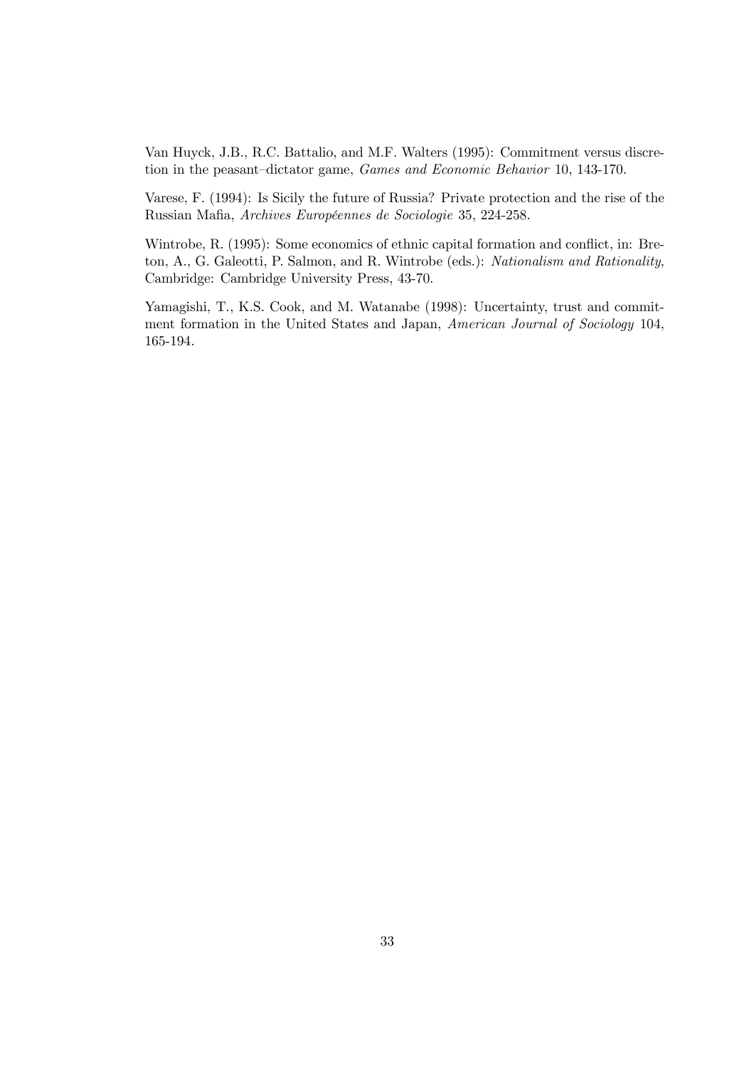Van Huyck, J.B., R.C. Battalio, and M.F. Walters (1995): Commitment versus discretion in the peasant–dictator game, *Games and Economic Behavior* 10, 143-170.

Varese, F. (1994): Is Sicily the future of Russia? Private protection and the rise of the Russian Mafia, *Archives Européennes de Sociologie* 35, 224-258.

Wintrobe, R. (1995): Some economics of ethnic capital formation and conflict, in: Breton, A., G. Galeotti, P. Salmon, and R. Wintrobe (eds.): *Nationalism and Rationality*, Cambridge: Cambridge University Press, 43-70.

Yamagishi, T., K.S. Cook, and M. Watanabe (1998): Uncertainty, trust and commitment formation in the United States and Japan, *American Journal of Sociology* 104, 165-194.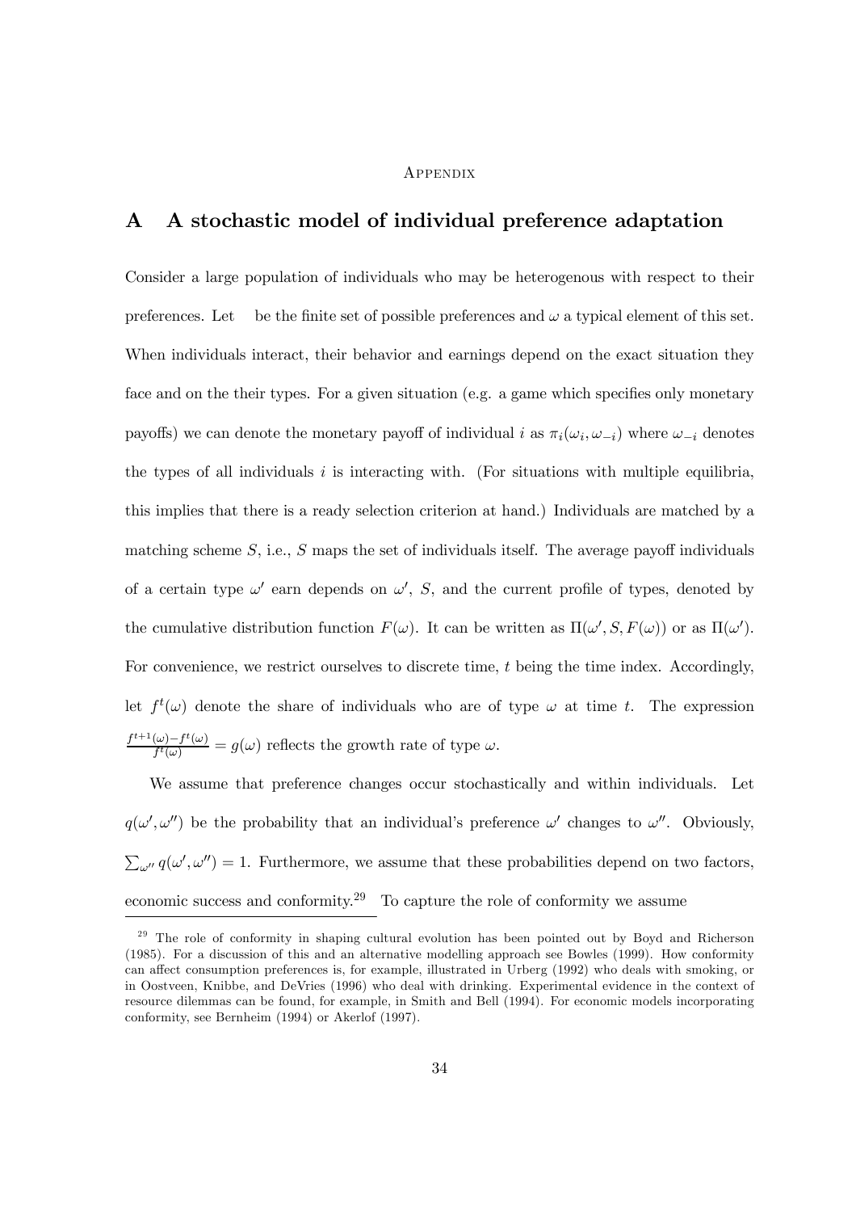Appendix

# A A stochastic model of individual preference adaptation

Consider a large population of individuals who may be heterogenous with respect to their preferences. Let be the finite set of possible preferences and $\omega$ a typical element of this set. When individuals interact, their behavior and earnings depend on the exact situation they face and on the their types. For a given situation (e.g. a game which specifies only monetary payoffs) we can denote the monetary payoff of individual $i$ as $\pi_i(\omega_i, \omega_{-i})$ where $\omega_{-i}$ denotes the types of all individuals $i$ is interacting with. (For situations with multiple equilibria, this implies that there is a ready selection criterion at hand.) Individuals are matched by a matching scheme $S$, i.e., $S$ maps the set of individuals itself. The average payoff individuals of a certain type $\omega'$ earn depends on $\omega'$, $S$, and the current profile of types, denoted by the cumulative distribution function $F(\omega)$. It can be written as $\Pi(\omega', S, F(\omega))$ or as $\Pi(\omega')$. For convenience, we restrict ourselves to discrete time, $t$ being the time index. Accordingly, let $f^t(\omega)$ denote the share of individuals who are of type $\omega$ at time $t$. The expression $\frac{f^{t+1}(\omega)-f^t(\omega)}{f^t(\omega)} = g(\omega)$ reflects the growth rate of type $\omega$.

We assume that preference changes occur stochastically and within individuals. Let $q(\omega', \omega'')$ be the probability that an individual's preference $\omega'$ changes to $\omega''$. Obviously, $\sum_{\omega''} q(\omega', \omega'') = 1$. Furthermore, we assume that these probabilities depend on two factors, economic success and conformity.[29] To capture the role of conformity we assume

[29] The role of conformity in shaping cultural evolution has been pointed out by Boyd and Richerson (1985). For a discussion of this and an alternative modelling approach see Bowles (1999). How conformity can affect consumption preferences is, for example, illustrated in Urberg (1992) who deals with smoking, or in Oostveen, Knibbe, and DeVries (1996) who deal with drinking. Experimental evidence in the context of resource dilemmas can be found, for example, in Smith and Bell (1994). For economic models incorporating conformity, see Bernheim (1994) or Akerlof (1997).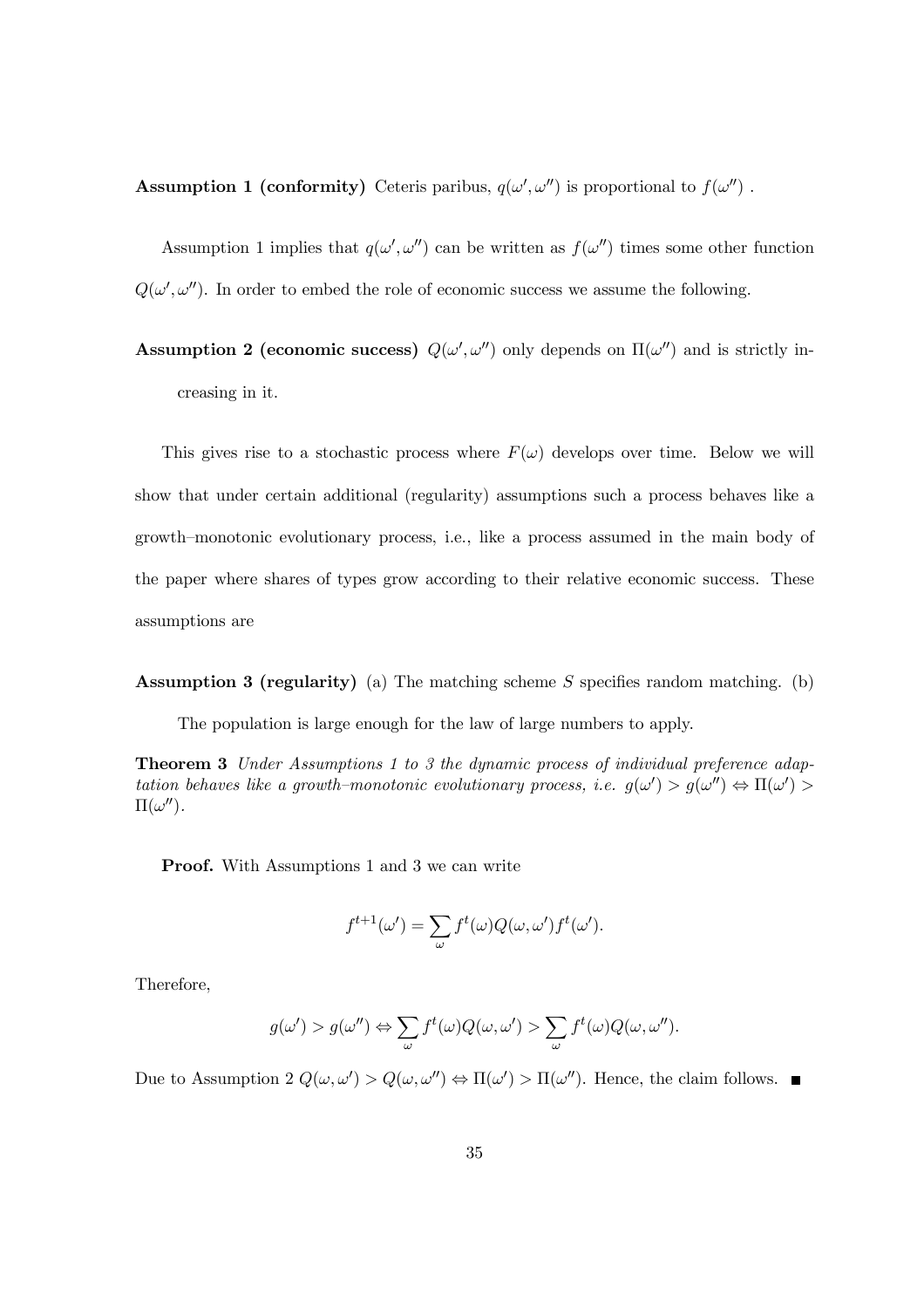**Assumption 1 (conformity)** Ceteris paribus, $q(\omega', \omega'')$ is proportional to $f(\omega'')$ .

Assumption 1 implies that $q(\omega', \omega'')$ can be written as $f(\omega'')$ times some other function $Q(\omega', \omega'')$. In order to embed the role of economic success we assume the following.

**Assumption 2 (economic success)** $Q(\omega', \omega'')$ only depends on $\Pi(\omega'')$ and is strictly increasing in it.

This gives rise to a stochastic process where $F(\omega)$ develops over time. Below we will show that under certain additional (regularity) assumptions such a process behaves like a growth–monotonic evolutionary process, i.e., like a process assumed in the main body of the paper where shares of types grow according to their relative economic success. These assumptions are

**Assumption 3 (regularity)** (a) The matching scheme $S$ specifies random matching. (b) The population is large enough for the law of large numbers to apply.

**Theorem 3** *Under Assumptions 1 to 3 the dynamic process of individual preference adaptation behaves like a growth–monotonic evolutionary process, i.e.* $g(\omega') > g(\omega'') \Leftrightarrow \Pi(\omega') > \Pi(\omega'')$.

**Proof.** With Assumptions 1 and 3 we can write

$$f^{t+1}(\omega') = \sum_{\omega} f^t(\omega) Q(\omega, \omega') f^t(\omega').$$

Therefore,

$$g(\omega') > g(\omega'') \Leftrightarrow \sum_{\omega} f^t(\omega) Q(\omega, \omega') > \sum_{\omega} f^t(\omega) Q(\omega, \omega'').$$

Due to Assumption 2 $Q(\omega, \omega') > Q(\omega, \omega'') \Leftrightarrow \Pi(\omega') > \Pi(\omega'')$. Hence, the claim follows. ∎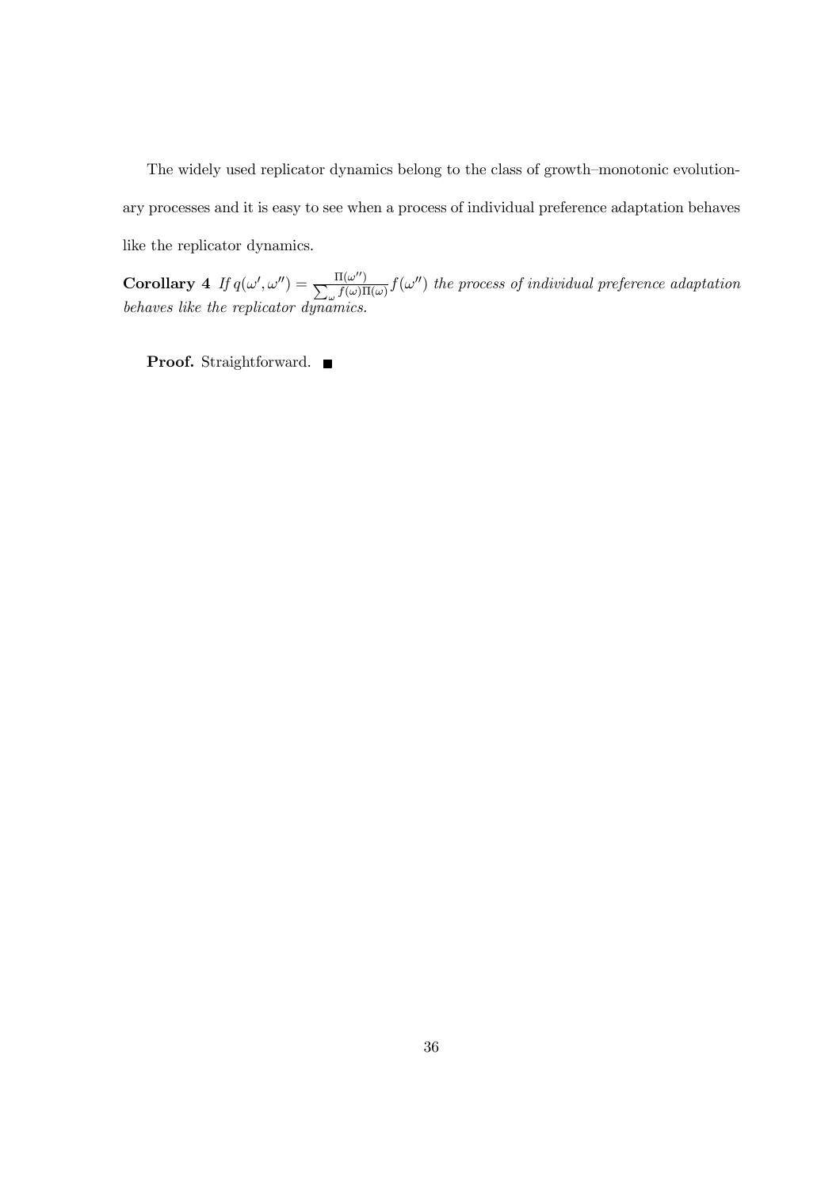The widely used replicator dynamics belong to the class of growth–monotonic evolutionary processes and it is easy to see when a process of individual preference adaptation behaves like the replicator dynamics.

**Corollary 4** *If* $q(\omega', \omega'') = \frac{\Pi(\omega'')}{\sum_{\omega} f(\omega)\Pi(\omega)} f(\omega'')$ *the process of individual preference adaptation behaves like the replicator dynamics.*

**Proof.** Straightforward. ■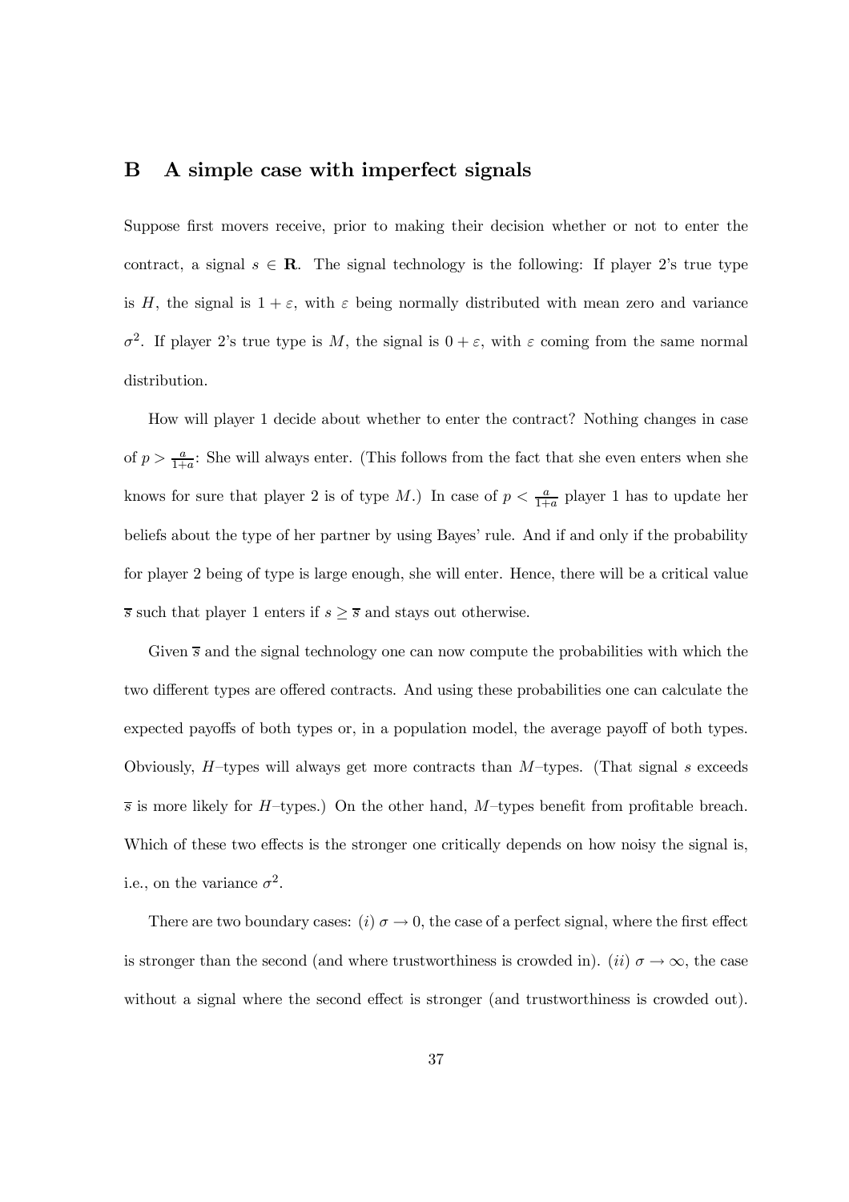## B A simple case with imperfect signals

Suppose first movers receive, prior to making their decision whether or not to enter the contract, a signal $s \in \mathbf{R}$. The signal technology is the following: If player 2's true type is $H$, the signal is $1 + \varepsilon$, with $\varepsilon$ being normally distributed with mean zero and variance $\sigma^2$. If player 2's true type is $M$, the signal is $0 + \varepsilon$, with $\varepsilon$ coming from the same normal distribution.

How will player 1 decide about whether to enter the contract? Nothing changes in case of $p > \frac{a}{1+a}$: She will always enter. (This follows from the fact that she even enters when she knows for sure that player 2 is of type $M$.) In case of $p < \frac{a}{1+a}$ player 1 has to update her beliefs about the type of her partner by using Bayes' rule. And if and only if the probability for player 2 being of type is large enough, she will enter. Hence, there will be a critical value $\overline{s}$ such that player 1 enters if $s \geq \overline{s}$ and stays out otherwise.

Given $\overline{s}$ and the signal technology one can now compute the probabilities with which the two different types are offered contracts. And using these probabilities one can calculate the expected payoffs of both types or, in a population model, the average payoff of both types. Obviously, $H$–types will always get more contracts than $M$–types. (That signal $s$ exceeds $\overline{s}$ is more likely for $H$–types.) On the other hand, $M$–types benefit from profitable breach. Which of these two effects is the stronger one critically depends on how noisy the signal is, i.e., on the variance $\sigma^2$.

There are two boundary cases: $(i)$ $\sigma \to 0$, the case of a perfect signal, where the first effect is stronger than the second (and where trustworthiness is crowded in). $(ii)$ $\sigma \to \infty$, the case without a signal where the second effect is stronger (and trustworthiness is crowded out).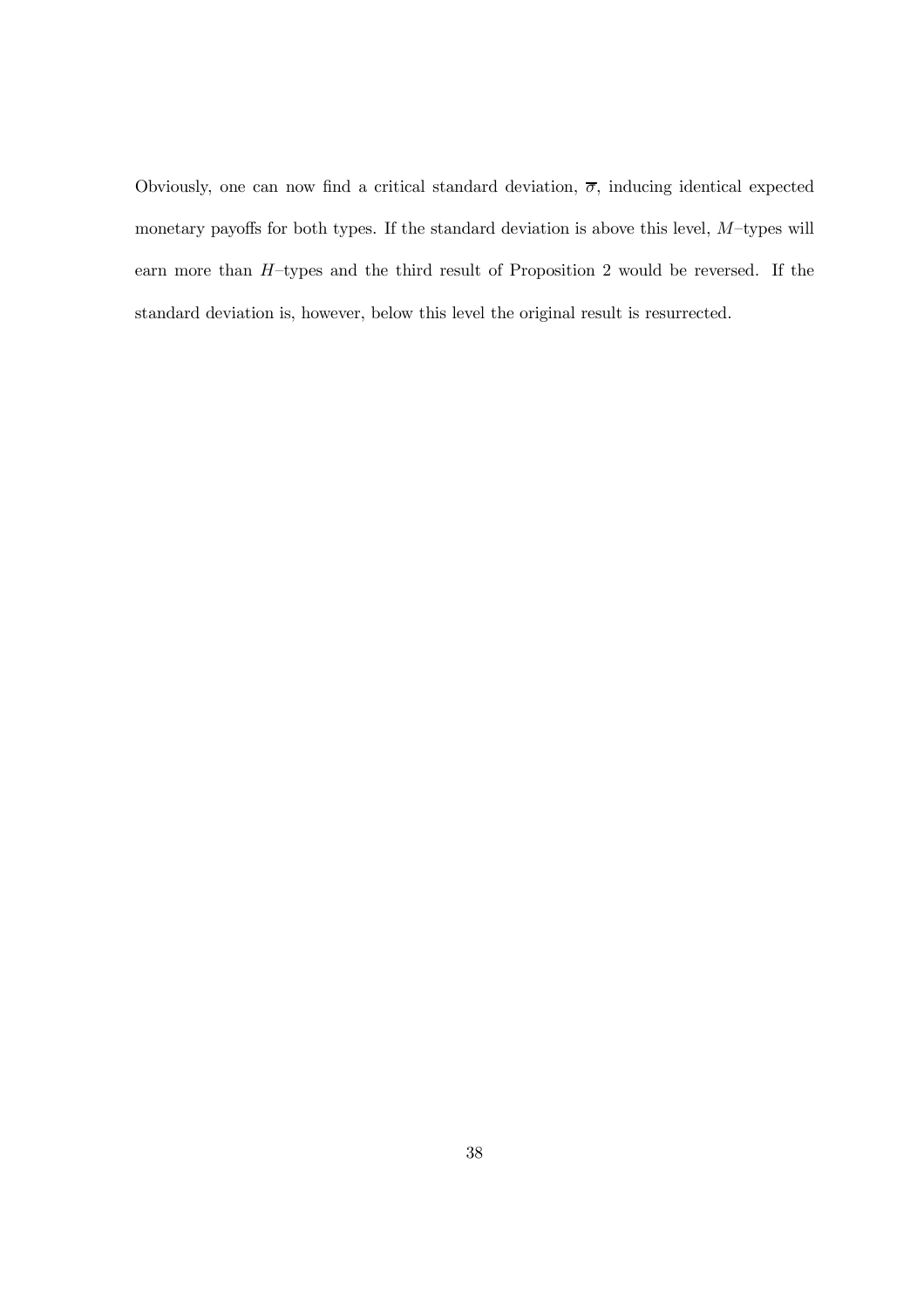Obviously, one can now find a critical standard deviation, $\overline{\sigma}$, inducing identical expected monetary payoffs for both types. If the standard deviation is above this level, $M$–types will earn more than $H$–types and the third result of Proposition 2 would be reversed. If the standard deviation is, however, below this level the original result is resurrected.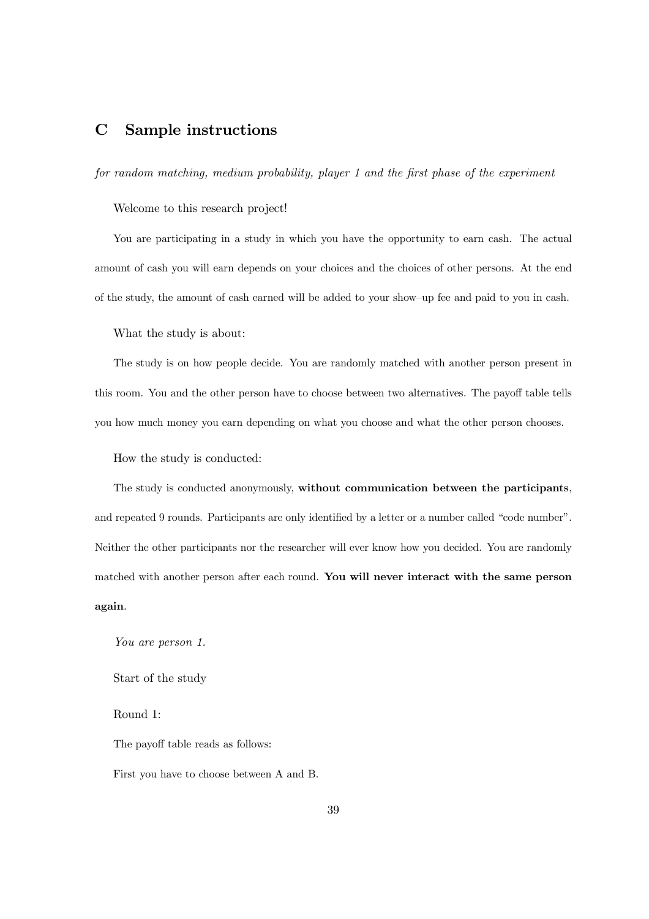## C Sample instructions

*for random matching, medium probability, player 1 and the first phase of the experiment*

Welcome to this research project!

You are participating in a study in which you have the opportunity to earn cash. The actual amount of cash you will earn depends on your choices and the choices of other persons. At the end of the study, the amount of cash earned will be added to your show–up fee and paid to you in cash.

What the study is about:

The study is on how people decide. You are randomly matched with another person present in this room. You and the other person have to choose between two alternatives. The payoff table tells you how much money you earn depending on what you choose and what the other person chooses.

How the study is conducted:

The study is conducted anonymously, **without communication between the participants**, and repeated 9 rounds. Participants are only identified by a letter or a number called "code number". Neither the other participants nor the researcher will ever know how you decided. You are randomly matched with another person after each round. **You will never interact with the same person again**.

*You are person 1.*

Start of the study

Round 1:

The payoff table reads as follows:

First you have to choose between A and B.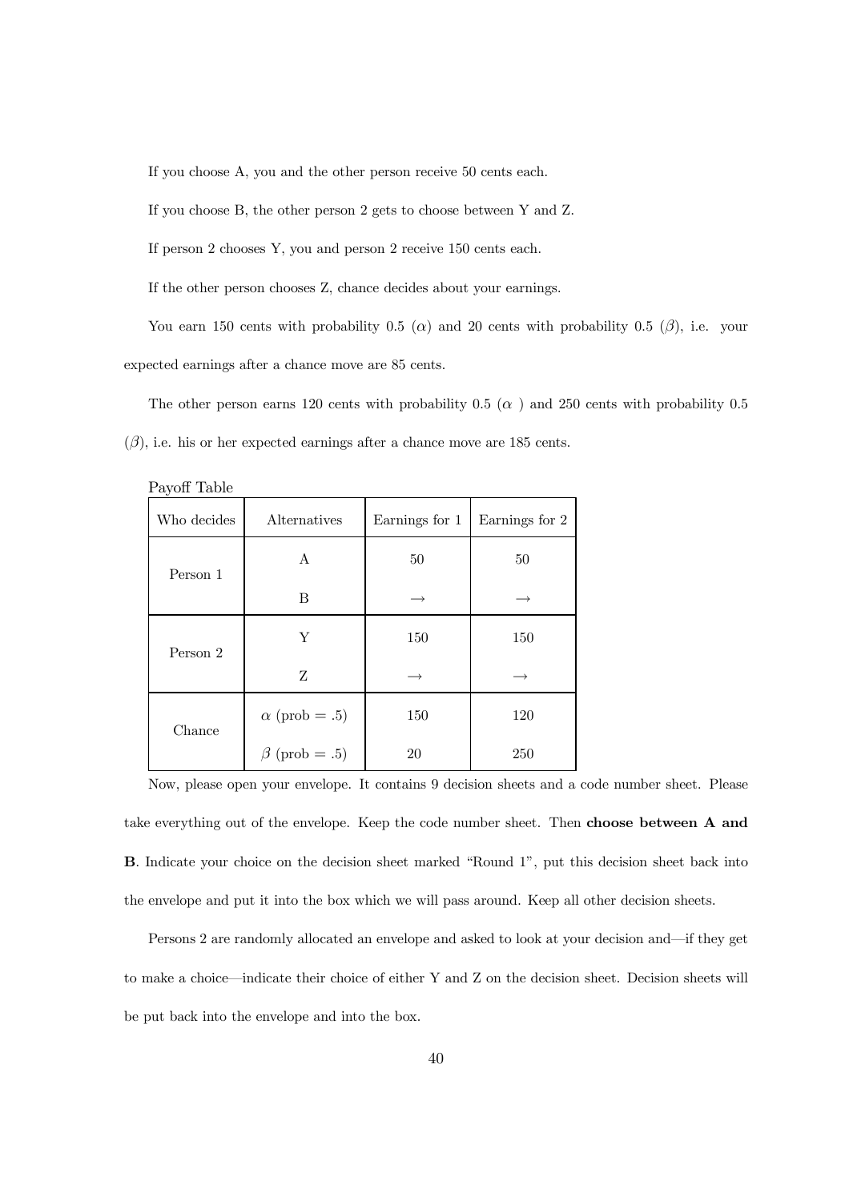If you choose A, you and the other person receive 50 cents each.

If you choose B, the other person 2 gets to choose between Y and Z.

If person 2 chooses Y, you and person 2 receive 150 cents each.

If the other person chooses Z, chance decides about your earnings.

You earn 150 cents with probability 0.5 ($\alpha$) and 20 cents with probability 0.5 ($\beta$), i.e. your expected earnings after a chance move are 85 cents.

The other person earns 120 cents with probability 0.5 ($\alpha$ ) and 250 cents with probability 0.5 ($\beta$), i.e. his or her expected earnings after a chance move are 185 cents.

Payoff Table

| Who decides | Alternatives | Earnings for 1 | Earnings for 2 |
|---|---|---|---|
| Person 1 | A | 50 | 50 |
| | B | $\rightarrow$ | $\rightarrow$ |
| Person 2 | Y | 150 | 150 |
| | Z | $\rightarrow$ | $\rightarrow$ |
| Chance | $\alpha$ (prob = .5) | 150 | 120 |
| | $\beta$ (prob = .5) | 20 | 250 |

Now, please open your envelope. It contains 9 decision sheets and a code number sheet. Please take everything out of the envelope. Keep the code number sheet. Then **choose between A and B**. Indicate your choice on the decision sheet marked "Round 1", put this decision sheet back into the envelope and put it into the box which we will pass around. Keep all other decision sheets.

Persons 2 are randomly allocated an envelope and asked to look at your decision and—if they get to make a choice—indicate their choice of either Y and Z on the decision sheet. Decision sheets will be put back into the envelope and into the box.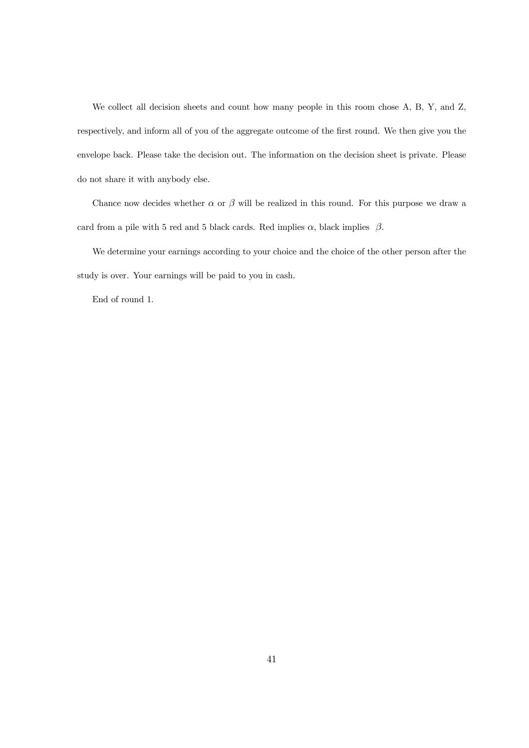We collect all decision sheets and count how many people in this room chose A, B, Y, and Z, respectively, and inform all of you of the aggregate outcome of the first round. We then give you the envelope back. Please take the decision out. The information on the decision sheet is private. Please do not share it with anybody else.

Chance now decides whether $\alpha$ or $\beta$ will be realized in this round. For this purpose we draw a card from a pile with 5 red and 5 black cards. Red implies $\alpha$, black implies $\beta$.

We determine your earnings according to your choice and the choice of the other person after the study is over. Your earnings will be paid to you in cash.

End of round 1.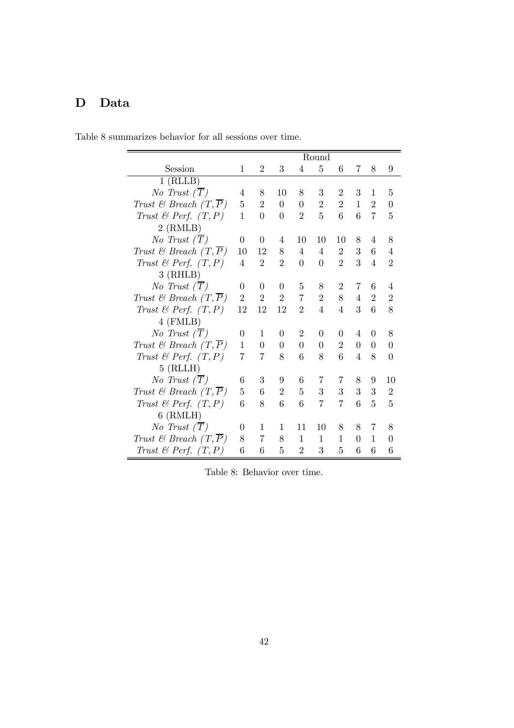# D Data

Table 8 summarizes behavior for all sessions over time.

| | Round | | | | | | | | |
|---|---|---|---|---|---|---|---|---|---|
| Session | 1 | 2 | 3 | 4 | 5 | 6 | 7 | 8 | 9 |
| 1 (RLLB) | | | | | | | | | |
| *No Trust* ($\overline{T}$) | 4 | 8 | 10 | 8 | 3 | 2 | 3 | 1 | 5 |
| *Trust & Breach* ($T, \overline{P}$) | 5 | 2 | 0 | 0 | 2 | 2 | 1 | 2 | 0 |
| *Trust & Perf.* ($T, P$) | 1 | 0 | 0 | 2 | 5 | 6 | 6 | 7 | 5 |
| 2 (RMLB) | | | | | | | | | |
| *No Trust* ($\overline{T}$) | 0 | 0 | 4 | 10 | 10 | 10 | 8 | 4 | 8 |
| *Trust & Breach* ($T, \overline{P}$) | 10 | 12 | 8 | 4 | 4 | 2 | 3 | 6 | 4 |
| *Trust & Perf.* ($T, P$) | 4 | 2 | 2 | 0 | 0 | 2 | 3 | 4 | 2 |
| 3 (RHLB) | | | | | | | | | |
| *No Trust* ($\overline{T}$) | 0 | 0 | 0 | 5 | 8 | 2 | 7 | 6 | 4 |
| *Trust & Breach* ($T, \overline{P}$) | 2 | 2 | 2 | 7 | 2 | 8 | 4 | 2 | 2 |
| *Trust & Perf.* ($T, P$) | 12 | 12 | 12 | 2 | 4 | 4 | 3 | 6 | 8 |
| 4 (FMLB) | | | | | | | | | |
| *No Trust* ($\overline{T}$) | 0 | 1 | 0 | 2 | 0 | 0 | 4 | 0 | 8 |
| *Trust & Breach* ($T, \overline{P}$) | 1 | 0 | 0 | 0 | 0 | 2 | 0 | 0 | 0 |
| *Trust & Perf.* ($T, P$) | 7 | 7 | 8 | 6 | 8 | 6 | 4 | 8 | 0 |
| 5 (RLLH) | | | | | | | | | |
| *No Trust* ($\overline{T}$) | 6 | 3 | 9 | 6 | 7 | 7 | 8 | 9 | 10 |
| *Trust & Breach* ($T, \overline{P}$) | 5 | 6 | 2 | 5 | 3 | 3 | 3 | 3 | 2 |
| *Trust & Perf.* ($T, P$) | 6 | 8 | 6 | 6 | 7 | 7 | 6 | 5 | 5 |
| 6 (RMLH) | | | | | | | | | |
| *No Trust* ($\overline{T}$) | 0 | 1 | 1 | 11 | 10 | 8 | 8 | 7 | 8 |
| *Trust & Breach* ($T, \overline{P}$) | 8 | 7 | 8 | 1 | 1 | 1 | 0 | 1 | 0 |
| *Trust & Perf.* ($T, P$) | 6 | 6 | 5 | 2 | 3 | 5 | 6 | 6 | 6 |

Table 8: Behavior over time.